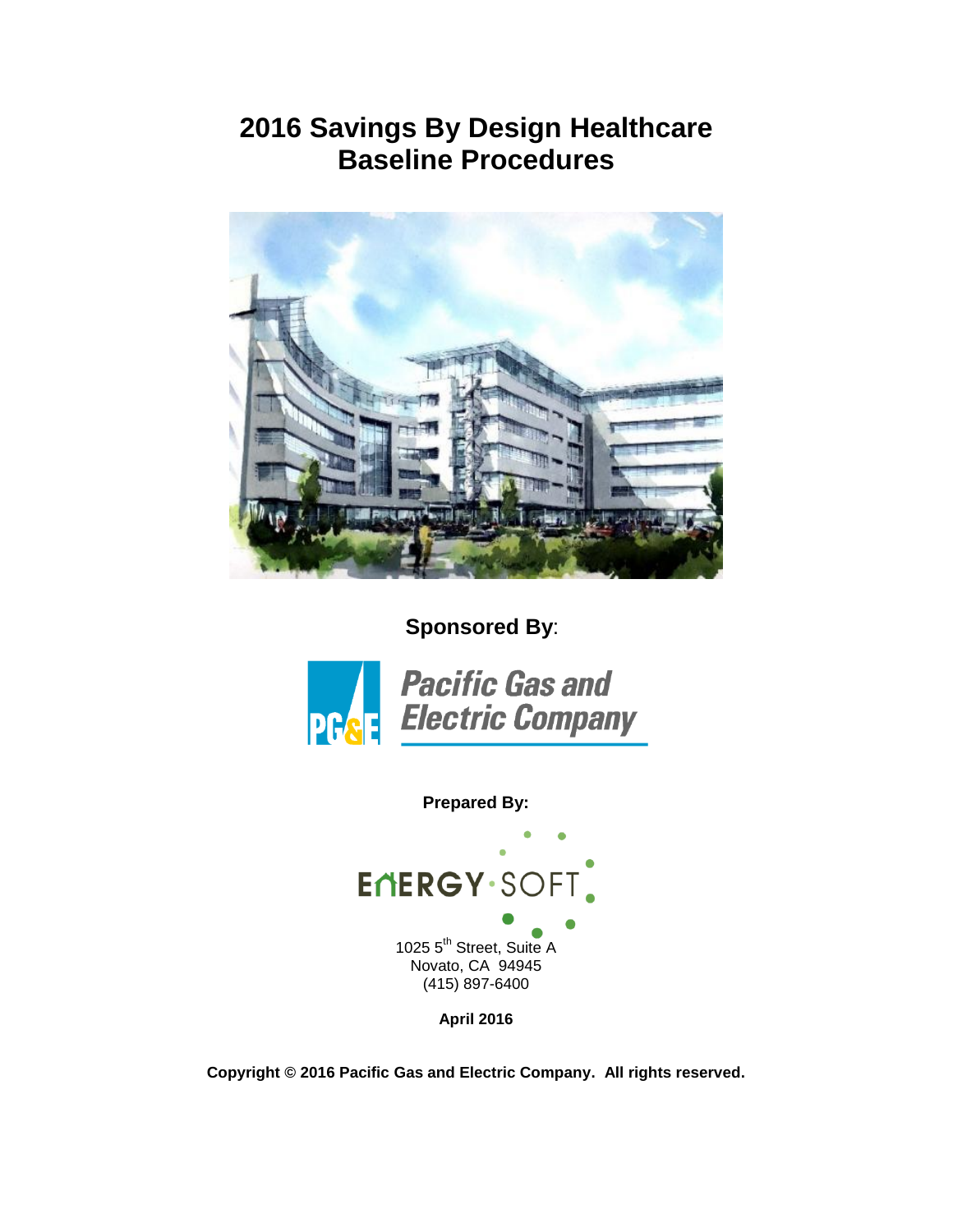# 2016 Savings By Design Healthcare Baseline Procedures

**Sponsored By**:

Pacific Gas and Electric Company

**Prepared By:**

ENERGY·SOFT

1025 5th Street, Suite A
Novato, CA 94945
(415) 897-6400

**April 2016**

**Copyright © 2016 Pacific Gas and Electric Company. All rights reserved.**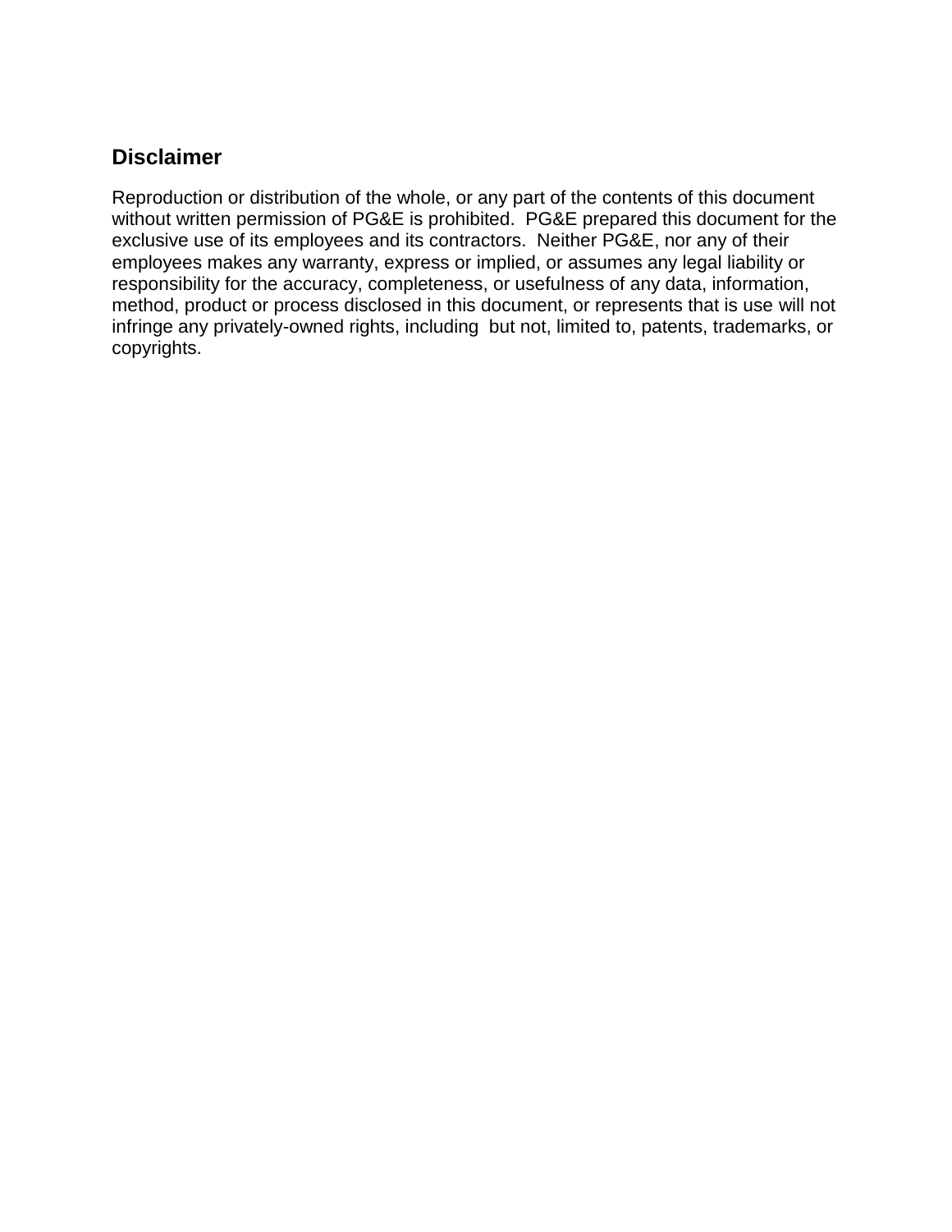## Disclaimer

Reproduction or distribution of the whole, or any part of the contents of this document without written permission of PG&E is prohibited.  PG&E prepared this document for the exclusive use of its employees and its contractors.  Neither PG&E, nor any of their employees makes any warranty, express or implied, or assumes any legal liability or responsibility for the accuracy, completeness, or usefulness of any data, information, method, product or process disclosed in this document, or represents that is use will not infringe any privately-owned rights, including  but not, limited to, patents, trademarks, or copyrights.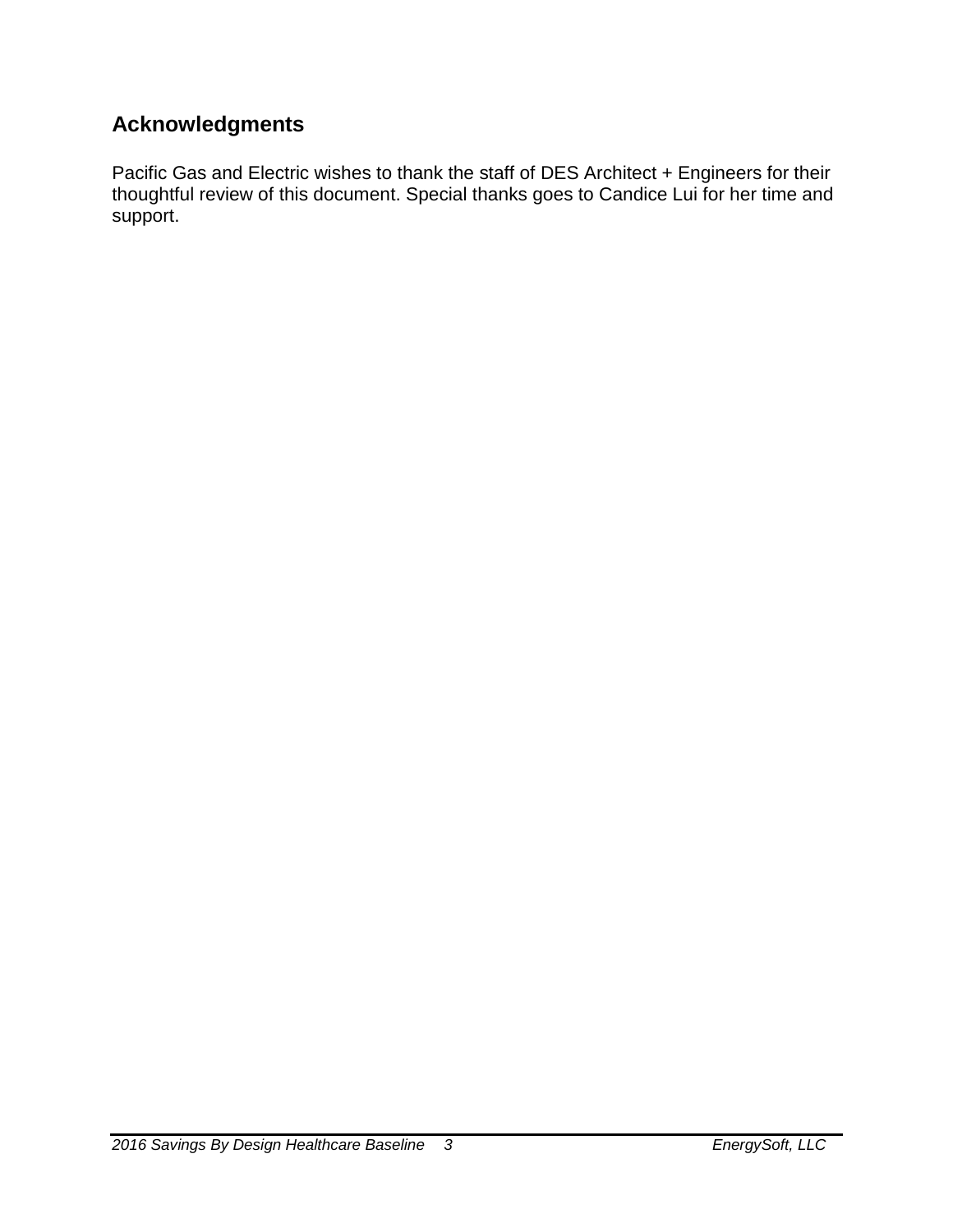## Acknowledgments

Pacific Gas and Electric wishes to thank the staff of DES Architect + Engineers for their thoughtful review of this document. Special thanks goes to Candice Lui for her time and support.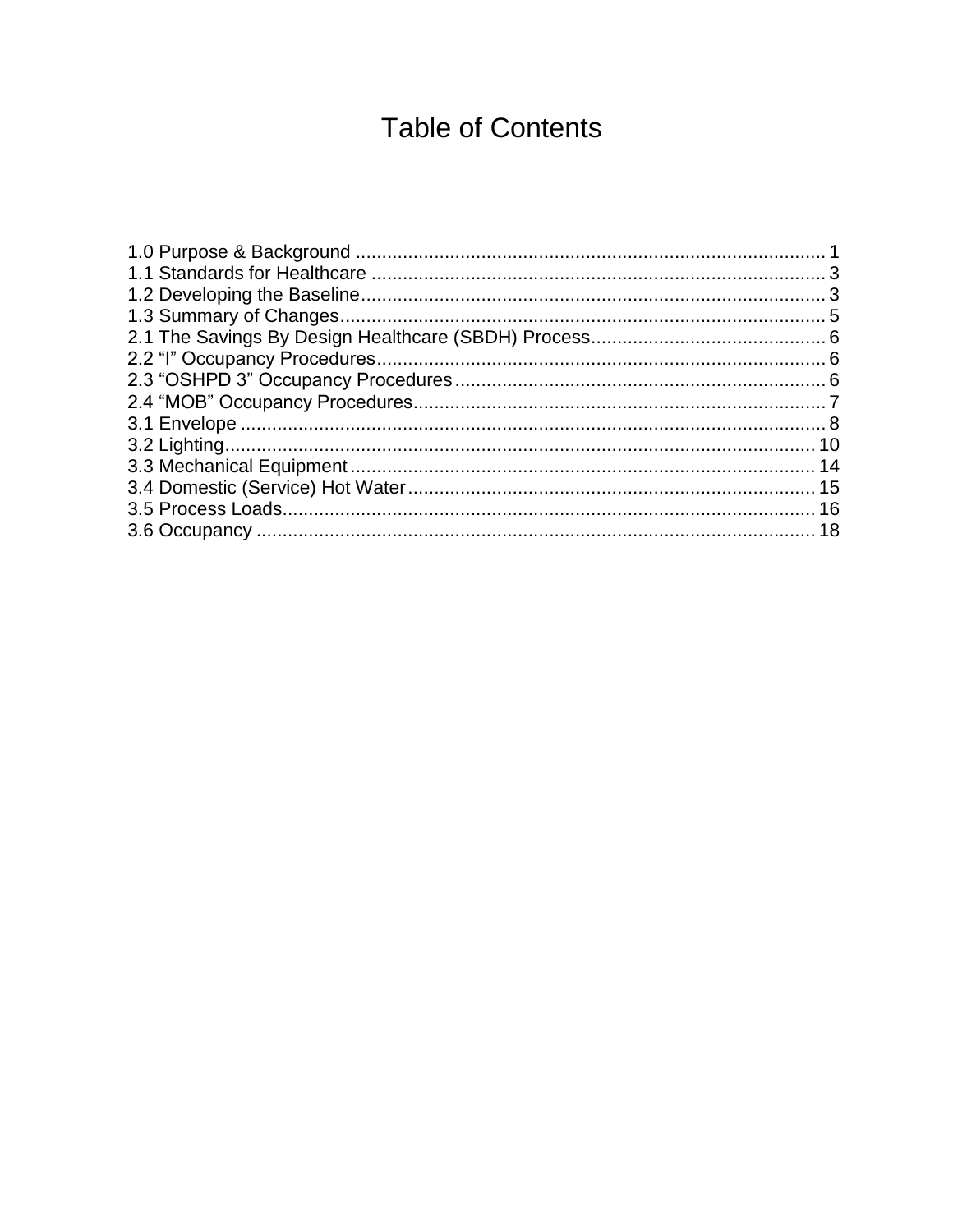# Table of Contents

1.0 Purpose & Background ........................................................................................ 1
1.1 Standards for Healthcare ..................................................................................... 3
1.2 Developing the Baseline....................................................................................... 3
1.3 Summary of Changes........................................................................................... 5
2.1 The Savings By Design Healthcare (SBDH) Process............................................ 6
2.2 "I" Occupancy Procedures.................................................................................... 6
2.3 "OSHPD 3" Occupancy Procedures..................................................................... 6
2.4 "MOB" Occupancy Procedures............................................................................. 7
3.1 Envelope .............................................................................................................. 8
3.2 Lighting............................................................................................................... 10
3.3 Mechanical Equipment ........................................................................................ 14
3.4 Domestic (Service) Hot Water............................................................................. 15
3.5 Process Loads..................................................................................................... 16
3.6 Occupancy .......................................................................................................... 18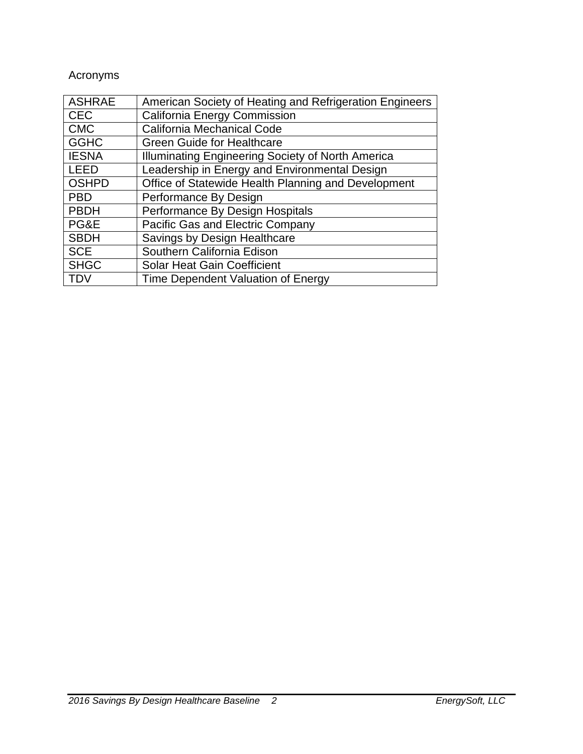Acronyms

| | |
|---|---|
| ASHRAE | American Society of Heating and Refrigeration Engineers |
| CEC | California Energy Commission |
| CMC | California Mechanical Code |
| GGHC | Green Guide for Healthcare |
| IESNA | Illuminating Engineering Society of North America |
| LEED | Leadership in Energy and Environmental Design |
| OSHPD | Office of Statewide Health Planning and Development |
| PBD | Performance By Design |
| PBDH | Performance By Design Hospitals |
| PG&E | Pacific Gas and Electric Company |
| SBDH | Savings by Design Healthcare |
| SCE | Southern California Edison |
| SHGC | Solar Heat Gain Coefficient |
| TDV | Time Dependent Valuation of Energy |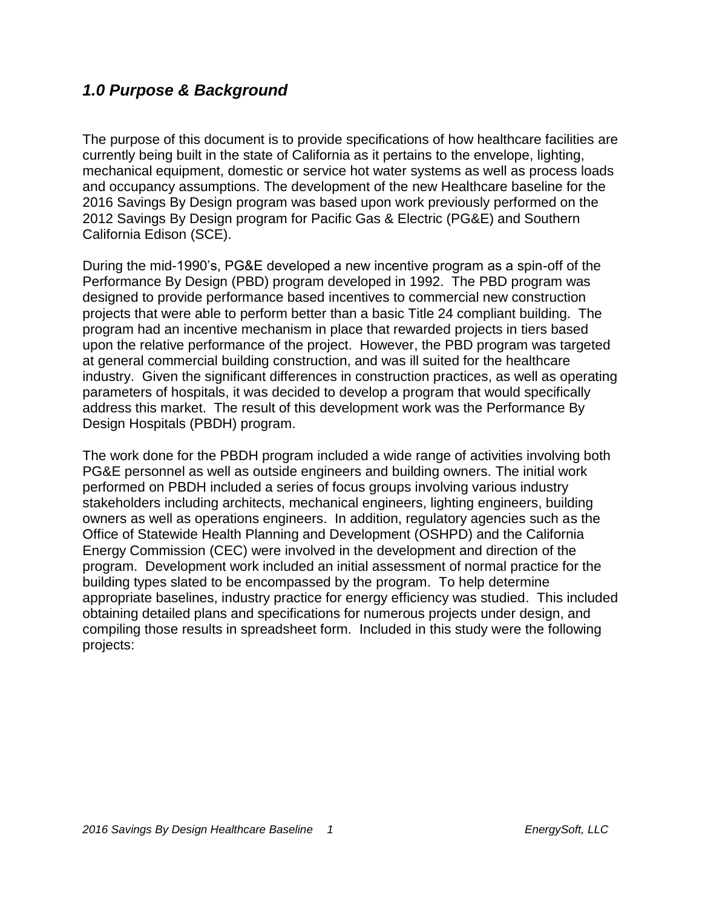## *1.0 Purpose & Background*

The purpose of this document is to provide specifications of how healthcare facilities are currently being built in the state of California as it pertains to the envelope, lighting, mechanical equipment, domestic or service hot water systems as well as process loads and occupancy assumptions. The development of the new Healthcare baseline for the 2016 Savings By Design program was based upon work previously performed on the 2012 Savings By Design program for Pacific Gas & Electric (PG&E) and Southern California Edison (SCE).

During the mid-1990's, PG&E developed a new incentive program as a spin-off of the Performance By Design (PBD) program developed in 1992. The PBD program was designed to provide performance based incentives to commercial new construction projects that were able to perform better than a basic Title 24 compliant building. The program had an incentive mechanism in place that rewarded projects in tiers based upon the relative performance of the project. However, the PBD program was targeted at general commercial building construction, and was ill suited for the healthcare industry. Given the significant differences in construction practices, as well as operating parameters of hospitals, it was decided to develop a program that would specifically address this market. The result of this development work was the Performance By Design Hospitals (PBDH) program.

The work done for the PBDH program included a wide range of activities involving both PG&E personnel as well as outside engineers and building owners. The initial work performed on PBDH included a series of focus groups involving various industry stakeholders including architects, mechanical engineers, lighting engineers, building owners as well as operations engineers. In addition, regulatory agencies such as the Office of Statewide Health Planning and Development (OSHPD) and the California Energy Commission (CEC) were involved in the development and direction of the program. Development work included an initial assessment of normal practice for the building types slated to be encompassed by the program. To help determine appropriate baselines, industry practice for energy efficiency was studied. This included obtaining detailed plans and specifications for numerous projects under design, and compiling those results in spreadsheet form. Included in this study were the following projects: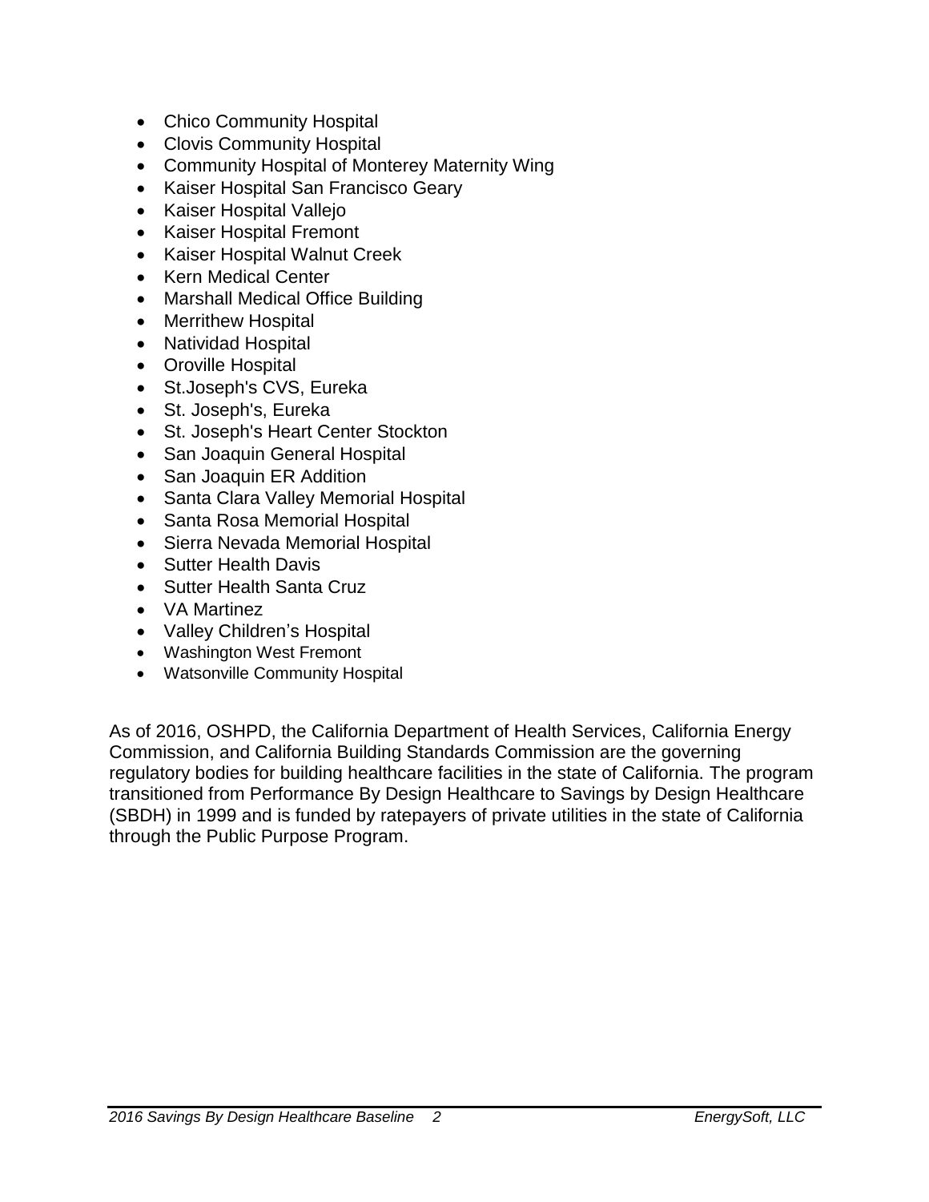- Chico Community Hospital
- Clovis Community Hospital
- Community Hospital of Monterey Maternity Wing
- Kaiser Hospital San Francisco Geary
- Kaiser Hospital Vallejo
- Kaiser Hospital Fremont
- Kaiser Hospital Walnut Creek
- Kern Medical Center
- Marshall Medical Office Building
- Merrithew Hospital
- Natividad Hospital
- Oroville Hospital
- St.Joseph's CVS, Eureka
- St. Joseph's, Eureka
- St. Joseph's Heart Center Stockton
- San Joaquin General Hospital
- San Joaquin ER Addition
- Santa Clara Valley Memorial Hospital
- Santa Rosa Memorial Hospital
- Sierra Nevada Memorial Hospital
- Sutter Health Davis
- Sutter Health Santa Cruz
- VA Martinez
- Valley Children's Hospital
- Washington West Fremont
- Watsonville Community Hospital

As of 2016, OSHPD, the California Department of Health Services, California Energy Commission, and California Building Standards Commission are the governing regulatory bodies for building healthcare facilities in the state of California. The program transitioned from Performance By Design Healthcare to Savings by Design Healthcare (SBDH) in 1999 and is funded by ratepayers of private utilities in the state of California through the Public Purpose Program.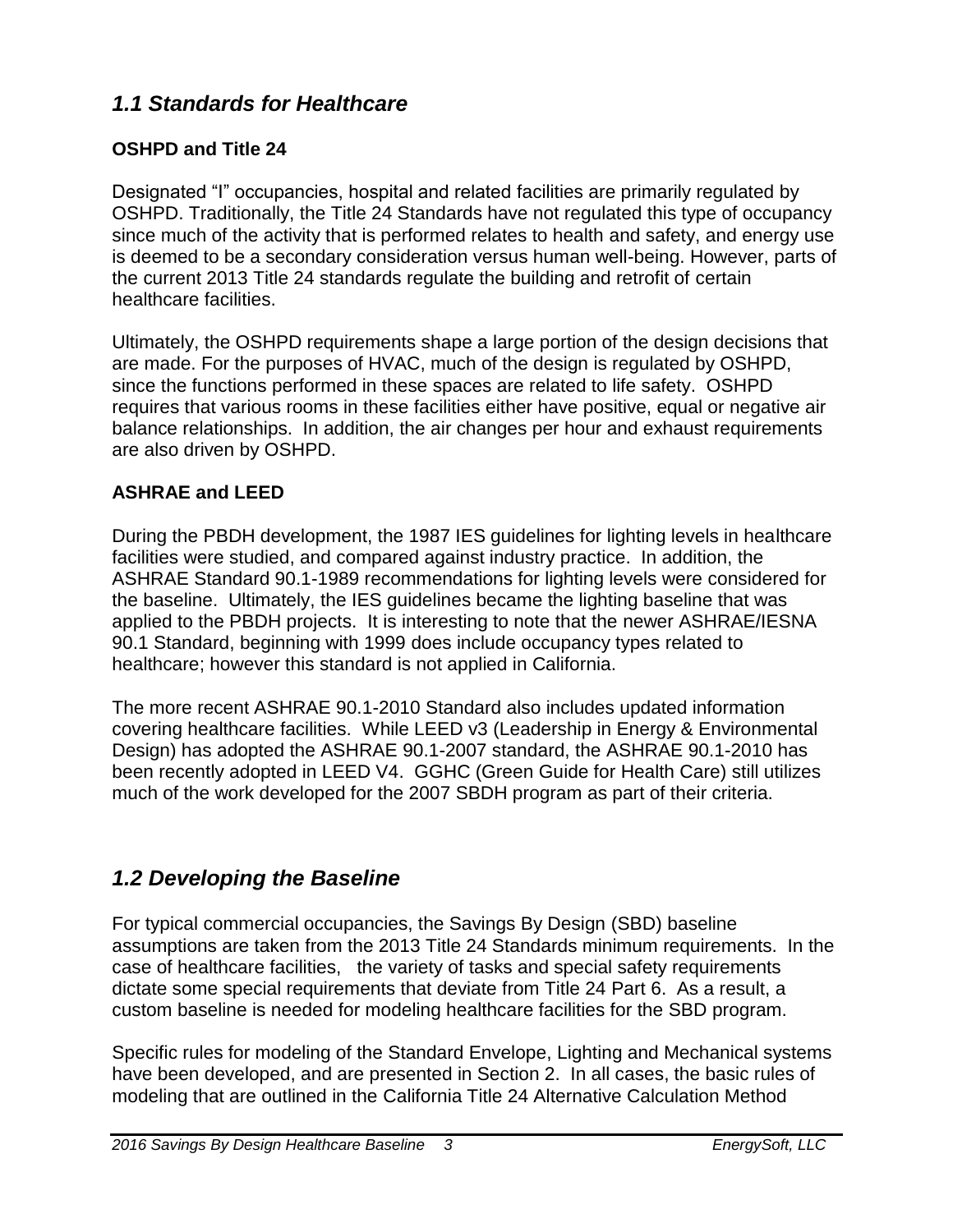## *1.1 Standards for Healthcare*

### OSHPD and Title 24

Designated "I" occupancies, hospital and related facilities are primarily regulated by OSHPD. Traditionally, the Title 24 Standards have not regulated this type of occupancy since much of the activity that is performed relates to health and safety, and energy use is deemed to be a secondary consideration versus human well-being. However, parts of the current 2013 Title 24 standards regulate the building and retrofit of certain healthcare facilities.

Ultimately, the OSHPD requirements shape a large portion of the design decisions that are made. For the purposes of HVAC, much of the design is regulated by OSHPD, since the functions performed in these spaces are related to life safety. OSHPD requires that various rooms in these facilities either have positive, equal or negative air balance relationships. In addition, the air changes per hour and exhaust requirements are also driven by OSHPD.

### ASHRAE and LEED

During the PBDH development, the 1987 IES guidelines for lighting levels in healthcare facilities were studied, and compared against industry practice. In addition, the ASHRAE Standard 90.1-1989 recommendations for lighting levels were considered for the baseline. Ultimately, the IES guidelines became the lighting baseline that was applied to the PBDH projects. It is interesting to note that the newer ASHRAE/IESNA 90.1 Standard, beginning with 1999 does include occupancy types related to healthcare; however this standard is not applied in California.

The more recent ASHRAE 90.1-2010 Standard also includes updated information covering healthcare facilities. While LEED v3 (Leadership in Energy & Environmental Design) has adopted the ASHRAE 90.1-2007 standard, the ASHRAE 90.1-2010 has been recently adopted in LEED V4. GGHC (Green Guide for Health Care) still utilizes much of the work developed for the 2007 SBDH program as part of their criteria.

## *1.2 Developing the Baseline*

For typical commercial occupancies, the Savings By Design (SBD) baseline assumptions are taken from the 2013 Title 24 Standards minimum requirements. In the case of healthcare facilities, the variety of tasks and special safety requirements dictate some special requirements that deviate from Title 24 Part 6. As a result, a custom baseline is needed for modeling healthcare facilities for the SBD program.

Specific rules for modeling of the Standard Envelope, Lighting and Mechanical systems have been developed, and are presented in Section 2. In all cases, the basic rules of modeling that are outlined in the California Title 24 Alternative Calculation Method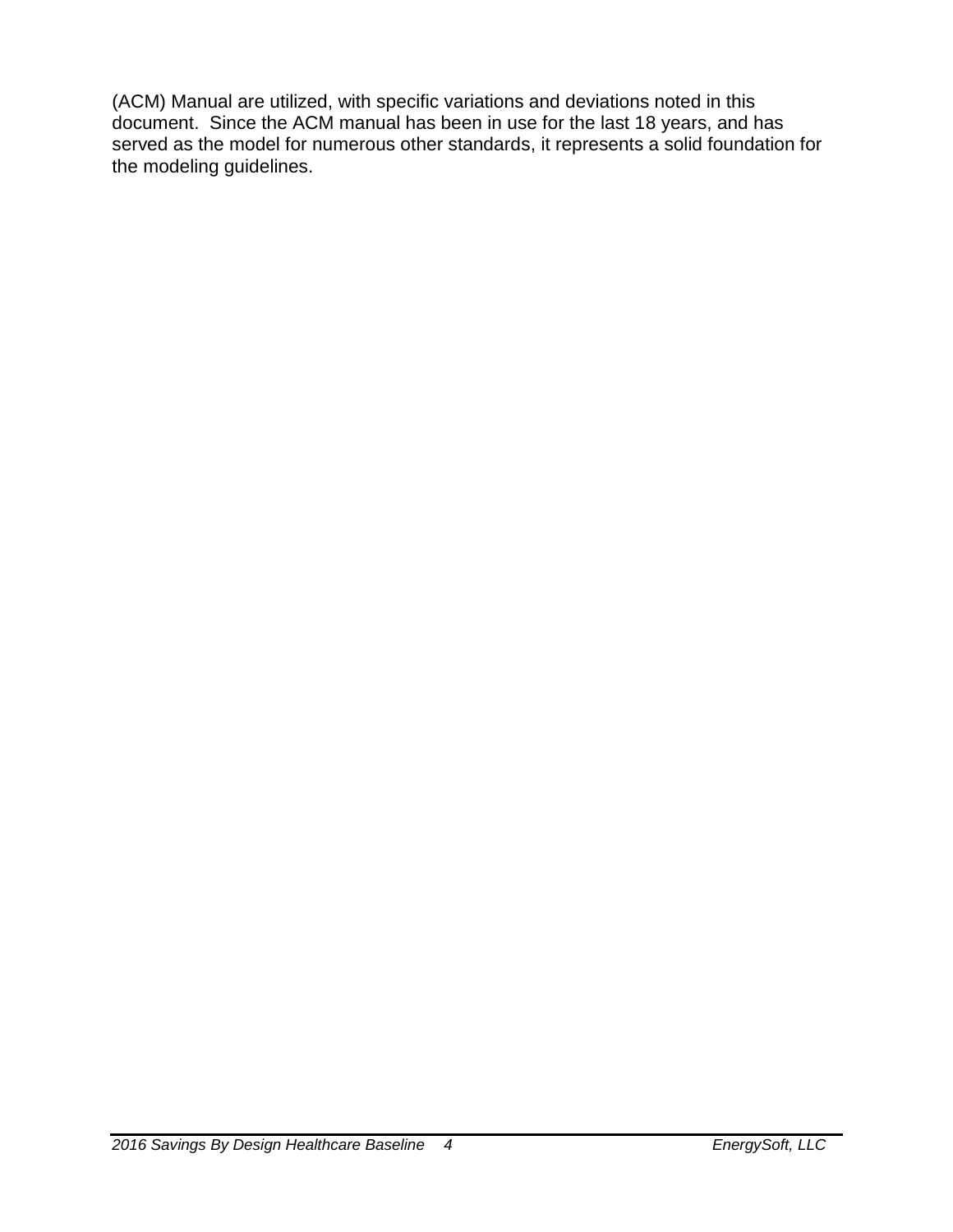(ACM) Manual are utilized, with specific variations and deviations noted in this document. Since the ACM manual has been in use for the last 18 years, and has served as the model for numerous other standards, it represents a solid foundation for the modeling guidelines.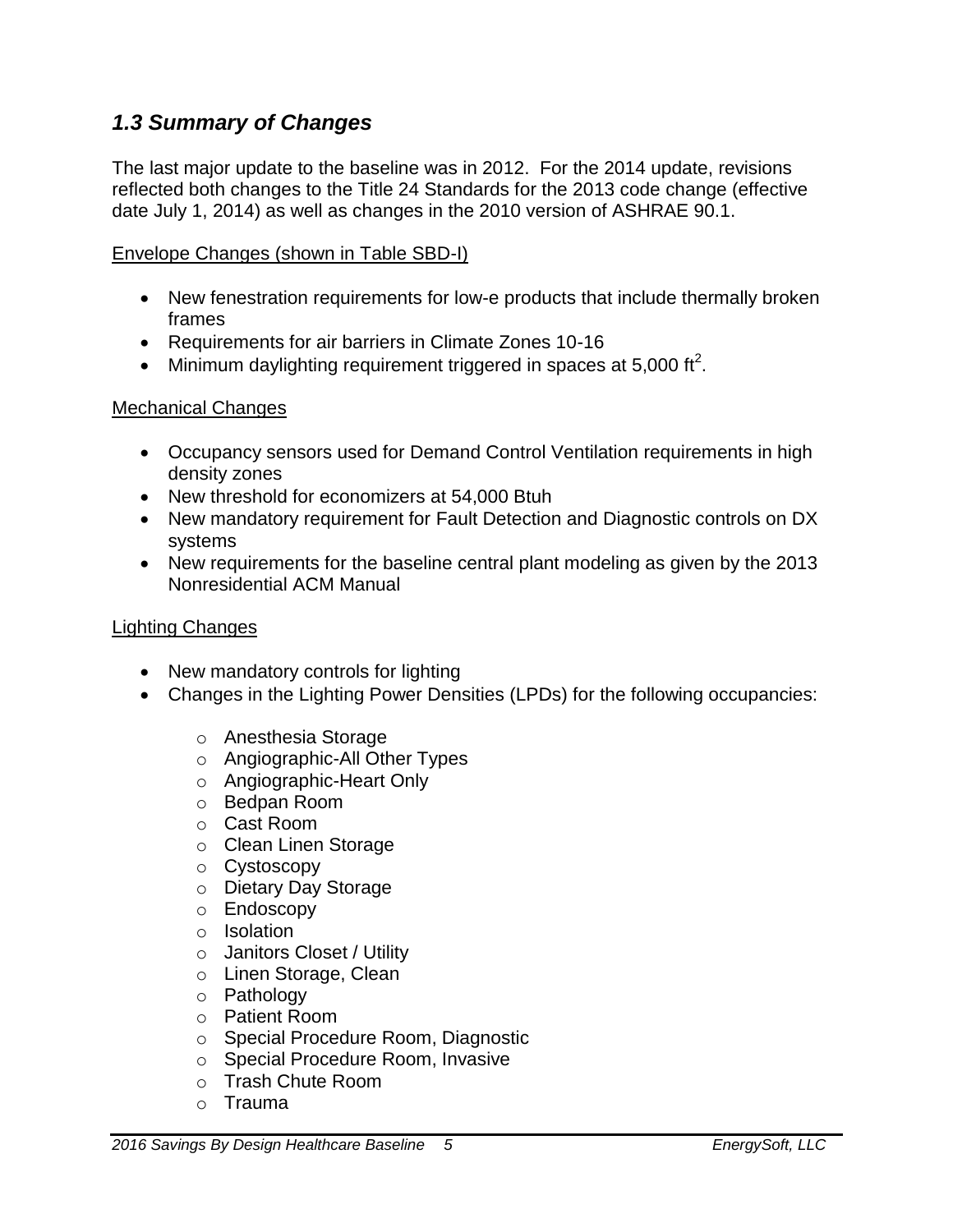## *1.3 Summary of Changes*

The last major update to the baseline was in 2012. For the 2014 update, revisions reflected both changes to the Title 24 Standards for the 2013 code change (effective date July 1, 2014) as well as changes in the 2010 version of ASHRAE 90.1.

Envelope Changes (shown in Table SBD-I)

- New fenestration requirements for low-e products that include thermally broken frames
- Requirements for air barriers in Climate Zones 10-16
- Minimum daylighting requirement triggered in spaces at 5,000 $ft^2$.

Mechanical Changes

- Occupancy sensors used for Demand Control Ventilation requirements in high density zones
- New threshold for economizers at 54,000 Btuh
- New mandatory requirement for Fault Detection and Diagnostic controls on DX systems
- New requirements for the baseline central plant modeling as given by the 2013 Nonresidential ACM Manual

Lighting Changes

- New mandatory controls for lighting
- Changes in the Lighting Power Densities (LPDs) for the following occupancies:
  - Anesthesia Storage
  - Angiographic-All Other Types
  - Angiographic-Heart Only
  - Bedpan Room
  - Cast Room
  - Clean Linen Storage
  - Cystoscopy
  - Dietary Day Storage
  - Endoscopy
  - Isolation
  - Janitors Closet / Utility
  - Linen Storage, Clean
  - Pathology
  - Patient Room
  - Special Procedure Room, Diagnostic
  - Special Procedure Room, Invasive
  - Trash Chute Room
  - Trauma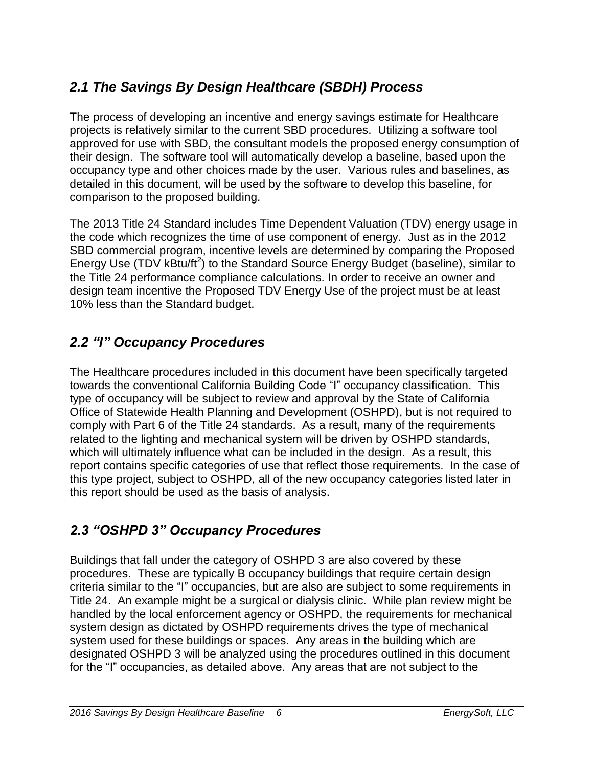## *2.1 The Savings By Design Healthcare (SBDH) Process*

The process of developing an incentive and energy savings estimate for Healthcare projects is relatively similar to the current SBD procedures. Utilizing a software tool approved for use with SBD, the consultant models the proposed energy consumption of their design. The software tool will automatically develop a baseline, based upon the occupancy type and other choices made by the user. Various rules and baselines, as detailed in this document, will be used by the software to develop this baseline, for comparison to the proposed building.

The 2013 Title 24 Standard includes Time Dependent Valuation (TDV) energy usage in the code which recognizes the time of use component of energy. Just as in the 2012 SBD commercial program, incentive levels are determined by comparing the Proposed Energy Use (TDV $kBtu/ft^2$) to the Standard Source Energy Budget (baseline), similar to the Title 24 performance compliance calculations. In order to receive an owner and design team incentive the Proposed TDV Energy Use of the project must be at least 10% less than the Standard budget.

## *2.2 "I" Occupancy Procedures*

The Healthcare procedures included in this document have been specifically targeted towards the conventional California Building Code "I" occupancy classification. This type of occupancy will be subject to review and approval by the State of California Office of Statewide Health Planning and Development (OSHPD), but is not required to comply with Part 6 of the Title 24 standards. As a result, many of the requirements related to the lighting and mechanical system will be driven by OSHPD standards, which will ultimately influence what can be included in the design. As a result, this report contains specific categories of use that reflect those requirements. In the case of this type project, subject to OSHPD, all of the new occupancy categories listed later in this report should be used as the basis of analysis.

## *2.3 "OSHPD 3" Occupancy Procedures*

Buildings that fall under the category of OSHPD 3 are also covered by these procedures. These are typically B occupancy buildings that require certain design criteria similar to the "I" occupancies, but are also are subject to some requirements in Title 24. An example might be a surgical or dialysis clinic. While plan review might be handled by the local enforcement agency or OSHPD, the requirements for mechanical system design as dictated by OSHPD requirements drives the type of mechanical system used for these buildings or spaces. Any areas in the building which are designated OSHPD 3 will be analyzed using the procedures outlined in this document for the "I" occupancies, as detailed above. Any areas that are not subject to the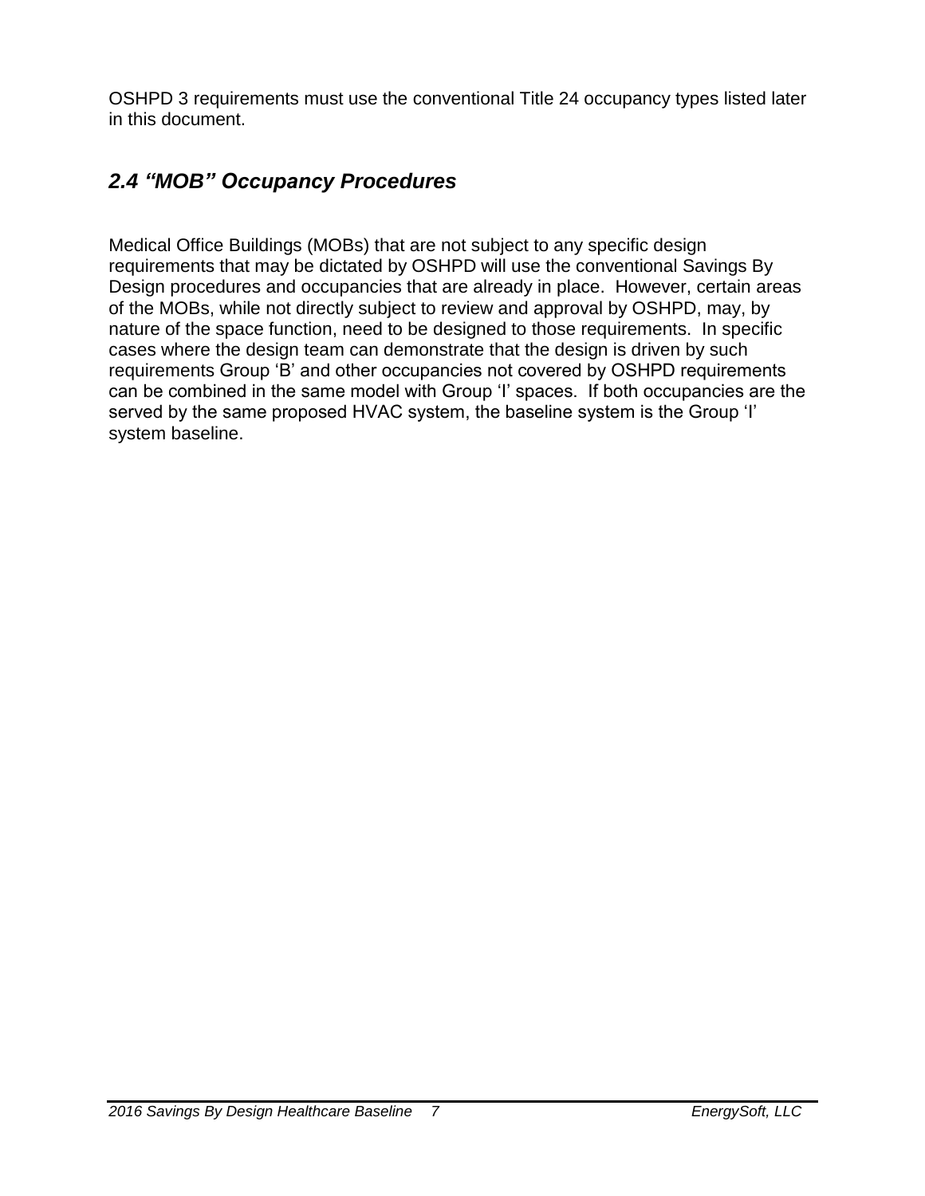OSHPD 3 requirements must use the conventional Title 24 occupancy types listed later in this document.

## *2.4 “MOB” Occupancy Procedures*

Medical Office Buildings (MOBs) that are not subject to any specific design requirements that may be dictated by OSHPD will use the conventional Savings By Design procedures and occupancies that are already in place. However, certain areas of the MOBs, while not directly subject to review and approval by OSHPD, may, by nature of the space function, need to be designed to those requirements. In specific cases where the design team can demonstrate that the design is driven by such requirements Group ‘B’ and other occupancies not covered by OSHPD requirements can be combined in the same model with Group ‘I’ spaces. If both occupancies are the served by the same proposed HVAC system, the baseline system is the Group ‘I’ system baseline.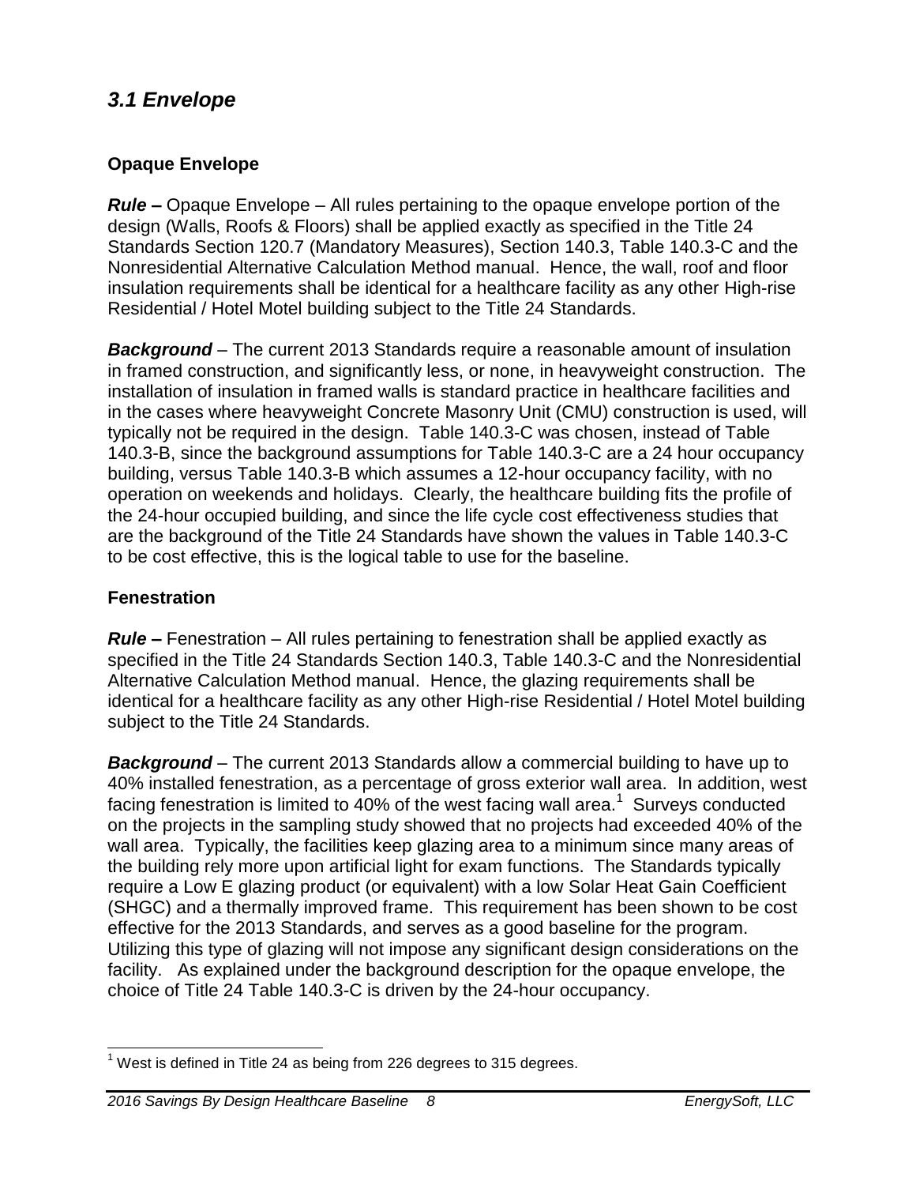## *3.1 Envelope*

### Opaque Envelope

***Rule –*** Opaque Envelope – All rules pertaining to the opaque envelope portion of the design (Walls, Roofs & Floors) shall be applied exactly as specified in the Title 24 Standards Section 120.7 (Mandatory Measures), Section 140.3, Table 140.3-C and the Nonresidential Alternative Calculation Method manual. Hence, the wall, roof and floor insulation requirements shall be identical for a healthcare facility as any other High-rise Residential / Hotel Motel building subject to the Title 24 Standards.

***Background*** – The current 2013 Standards require a reasonable amount of insulation in framed construction, and significantly less, or none, in heavyweight construction. The installation of insulation in framed walls is standard practice in healthcare facilities and in the cases where heavyweight Concrete Masonry Unit (CMU) construction is used, will typically not be required in the design. Table 140.3-C was chosen, instead of Table 140.3-B, since the background assumptions for Table 140.3-C are a 24 hour occupancy building, versus Table 140.3-B which assumes a 12-hour occupancy facility, with no operation on weekends and holidays. Clearly, the healthcare building fits the profile of the 24-hour occupied building, and since the life cycle cost effectiveness studies that are the background of the Title 24 Standards have shown the values in Table 140.3-C to be cost effective, this is the logical table to use for the baseline.

### Fenestration

***Rule –*** Fenestration – All rules pertaining to fenestration shall be applied exactly as specified in the Title 24 Standards Section 140.3, Table 140.3-C and the Nonresidential Alternative Calculation Method manual. Hence, the glazing requirements shall be identical for a healthcare facility as any other High-rise Residential / Hotel Motel building subject to the Title 24 Standards.

***Background*** – The current 2013 Standards allow a commercial building to have up to 40% installed fenestration, as a percentage of gross exterior wall area. In addition, west facing fenestration is limited to 40% of the west facing wall area.[1] Surveys conducted on the projects in the sampling study showed that no projects had exceeded 40% of the wall area. Typically, the facilities keep glazing area to a minimum since many areas of the building rely more upon artificial light for exam functions. The Standards typically require a Low E glazing product (or equivalent) with a low Solar Heat Gain Coefficient (SHGC) and a thermally improved frame. This requirement has been shown to be cost effective for the 2013 Standards, and serves as a good baseline for the program. Utilizing this type of glazing will not impose any significant design considerations on the facility. As explained under the background description for the opaque envelope, the choice of Title 24 Table 140.3-C is driven by the 24-hour occupancy.

---

[1] West is defined in Title 24 as being from 226 degrees to 315 degrees.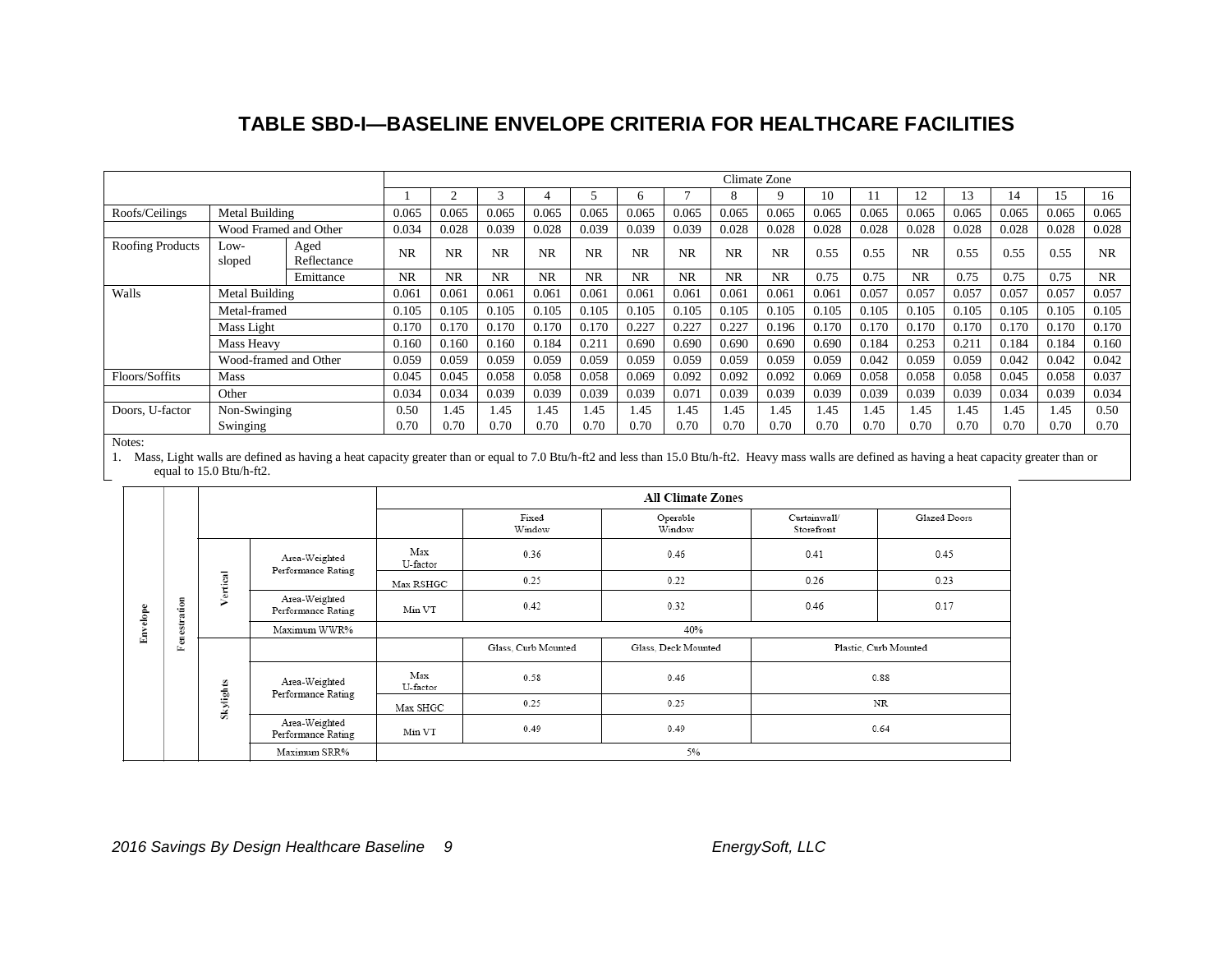## TABLE SBD-I—BASELINE ENVELOPE CRITERIA FOR HEALTHCARE FACILITIES

| | | | Climate Zone | | | | | | | | | | | | | | | |
|---|---|---|---|---|---|---|---|---|---|---|---|---|---|---|---|---|---|---|
| | | | 1 | 2 | 3 | 4 | 5 | 6 | 7 | 8 | 9 | 10 | 11 | 12 | 13 | 14 | 15 | 16 |
| Roofs/Ceilings | Metal Building | | 0.065 | 0.065 | 0.065 | 0.065 | 0.065 | 0.065 | 0.065 | 0.065 | 0.065 | 0.065 | 0.065 | 0.065 | 0.065 | 0.065 | 0.065 | 0.065 |
| | Wood Framed and Other | | 0.034 | 0.028 | 0.039 | 0.028 | 0.039 | 0.039 | 0.039 | 0.028 | 0.028 | 0.028 | 0.028 | 0.028 | 0.028 | 0.028 | 0.028 | 0.028 |
| Roofing Products | Low-sloped | Aged Reflectance | NR | NR | NR | NR | NR | NR | NR | NR | NR | 0.55 | 0.55 | NR | 0.55 | 0.55 | 0.55 | NR |
| | | Emittance | NR | NR | NR | NR | NR | NR | NR | NR | NR | 0.75 | 0.75 | NR | 0.75 | 0.75 | 0.75 | NR |
| Walls | Metal Building | | 0.061 | 0.061 | 0.061 | 0.061 | 0.061 | 0.061 | 0.061 | 0.061 | 0.061 | 0.061 | 0.057 | 0.057 | 0.057 | 0.057 | 0.057 | 0.057 |
| | Metal-framed | | 0.105 | 0.105 | 0.105 | 0.105 | 0.105 | 0.105 | 0.105 | 0.105 | 0.105 | 0.105 | 0.105 | 0.105 | 0.105 | 0.105 | 0.105 | 0.105 |
| | Mass Light | | 0.170 | 0.170 | 0.170 | 0.170 | 0.170 | 0.227 | 0.227 | 0.227 | 0.196 | 0.170 | 0.170 | 0.170 | 0.170 | 0.170 | 0.170 | 0.170 |
| | Mass Heavy | | 0.160 | 0.160 | 0.160 | 0.184 | 0.211 | 0.690 | 0.690 | 0.690 | 0.690 | 0.690 | 0.184 | 0.253 | 0.211 | 0.184 | 0.184 | 0.160 |
| | Wood-framed and Other | | 0.059 | 0.059 | 0.059 | 0.059 | 0.059 | 0.059 | 0.059 | 0.059 | 0.059 | 0.059 | 0.042 | 0.059 | 0.059 | 0.042 | 0.042 | 0.042 |
| Floors/Soffits | Mass | | 0.045 | 0.045 | 0.058 | 0.058 | 0.058 | 0.069 | 0.092 | 0.092 | 0.092 | 0.069 | 0.058 | 0.058 | 0.058 | 0.045 | 0.058 | 0.037 |
| | Other | | 0.034 | 0.034 | 0.039 | 0.039 | 0.039 | 0.039 | 0.071 | 0.039 | 0.039 | 0.039 | 0.039 | 0.039 | 0.039 | 0.034 | 0.039 | 0.034 |
| Doors, U-factor | Non-Swinging | | 0.50 | 1.45 | 1.45 | 1.45 | 1.45 | 1.45 | 1.45 | 1.45 | 1.45 | 1.45 | 1.45 | 1.45 | 1.45 | 1.45 | 1.45 | 0.50 |
| | Swinging | | 0.70 | 0.70 | 0.70 | 0.70 | 0.70 | 0.70 | 0.70 | 0.70 | 0.70 | 0.70 | 0.70 | 0.70 | 0.70 | 0.70 | 0.70 | 0.70 |

Notes:

1. Mass, Light walls are defined as having a heat capacity greater than or equal to 7.0 Btu/h-ft2 and less than 15.0 Btu/h-ft2. Heavy mass walls are defined as having a heat capacity greater than or equal to 15.0 Btu/h-ft2.

| | | | | | All Climate Zones | | | |
|---|---|---|---|---|---|---|---|---|
| | | | | | Fixed Window | Operable Window | Curtainwall/ Storefront | Glazed Doors |
| Envelope | Fenestration | Vertical | Area-Weighted Performance Rating | Max U-factor | 0.36 | 0.46 | 0.41 | 0.45 |
| | | | | Max RSHGC | 0.25 | 0.22 | 0.26 | 0.23 |
| | | | Area-Weighted Performance Rating | Min VT | 0.42 | 0.32 | 0.46 | 0.17 |
| | | | Maximum WWR% | | 40% | | | |
| | | Skylights | | | Glass, Curb Mounted | Glass, Deck Mounted | Plastic, Curb Mounted | |
| | | | Area-Weighted Performance Rating | Max U-factor | 0.58 | 0.46 | 0.88 | |
| | | | | Max SHGC | 0.25 | 0.25 | NR | |
| | | | Area-Weighted Performance Rating | Min VT | 0.49 | 0.49 | 0.64 | |
| | | | Maximum SRR% | | 5% | | | |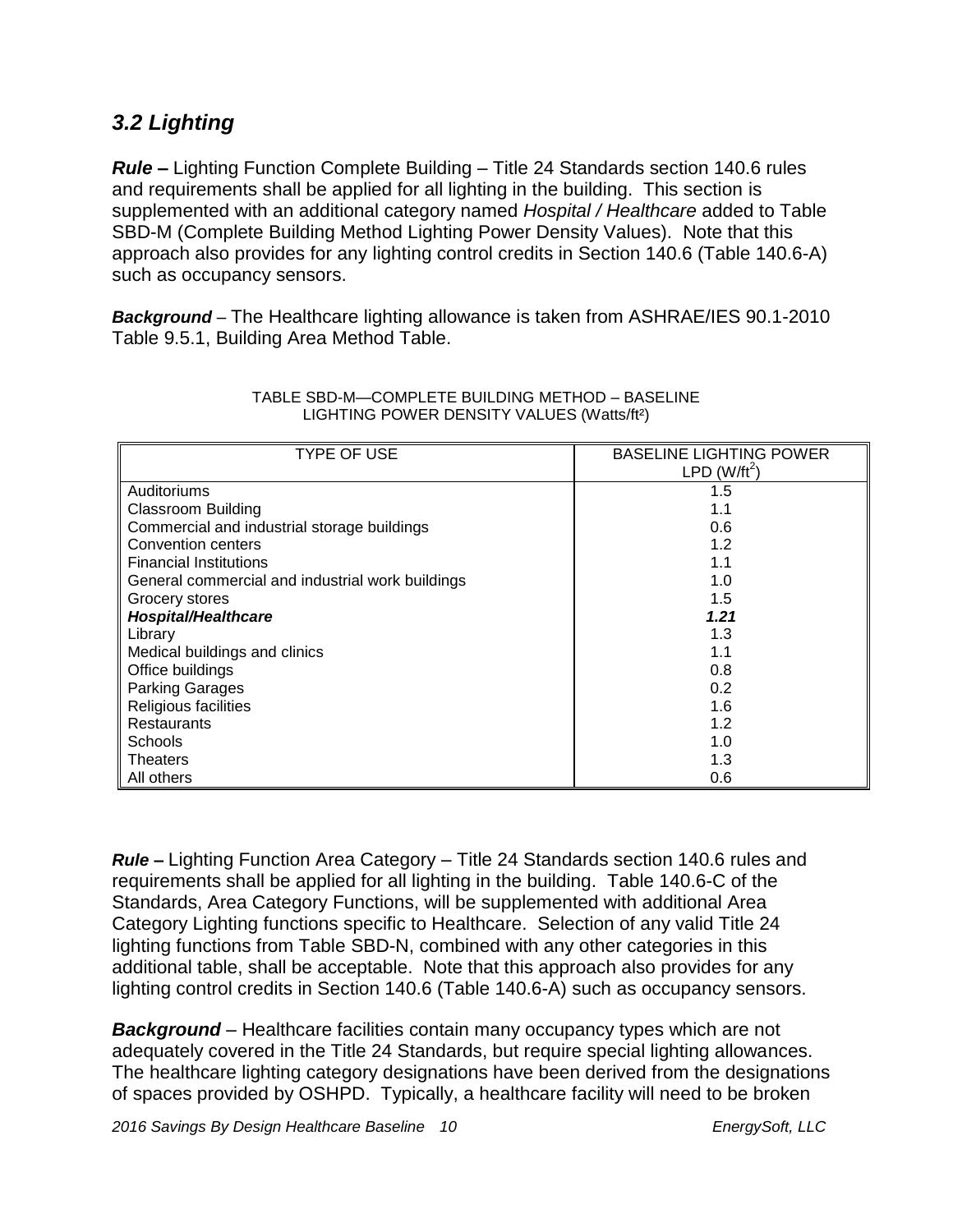### *3.2 Lighting*

***Rule –*** Lighting Function Complete Building – Title 24 Standards section 140.6 rules and requirements shall be applied for all lighting in the building. This section is supplemented with an additional category named *Hospital / Healthcare* added to Table SBD-M (Complete Building Method Lighting Power Density Values). Note that this approach also provides for any lighting control credits in Section 140.6 (Table 140.6-A) such as occupancy sensors.

***Background*** – The Healthcare lighting allowance is taken from ASHRAE/IES 90.1-2010 Table 9.5.1, Building Area Method Table.

TABLE SBD-M—COMPLETE BUILDING METHOD – BASELINE LIGHTING POWER DENSITY VALUES (Watts/ft²)

| TYPE OF USE | BASELINE LIGHTING POWER LPD (W/ft²) |
|---|---|
| Auditoriums | 1.5 |
| Classroom Building | 1.1 |
| Commercial and industrial storage buildings | 0.6 |
| Convention centers | 1.2 |
| Financial Institutions | 1.1 |
| General commercial and industrial work buildings | 1.0 |
| Grocery stores | 1.5 |
| ***Hospital/Healthcare*** | ***1.21*** |
| Library | 1.3 |
| Medical buildings and clinics | 1.1 |
| Office buildings | 0.8 |
| Parking Garages | 0.2 |
| Religious facilities | 1.6 |
| Restaurants | 1.2 |
| Schools | 1.0 |
| Theaters | 1.3 |
| All others | 0.6 |

***Rule –*** Lighting Function Area Category – Title 24 Standards section 140.6 rules and requirements shall be applied for all lighting in the building. Table 140.6-C of the Standards, Area Category Functions, will be supplemented with additional Area Category Lighting functions specific to Healthcare. Selection of any valid Title 24 lighting functions from Table SBD-N, combined with any other categories in this additional table, shall be acceptable. Note that this approach also provides for any lighting control credits in Section 140.6 (Table 140.6-A) such as occupancy sensors.

***Background*** – Healthcare facilities contain many occupancy types which are not adequately covered in the Title 24 Standards, but require special lighting allowances. The healthcare lighting category designations have been derived from the designations of spaces provided by OSHPD. Typically, a healthcare facility will need to be broken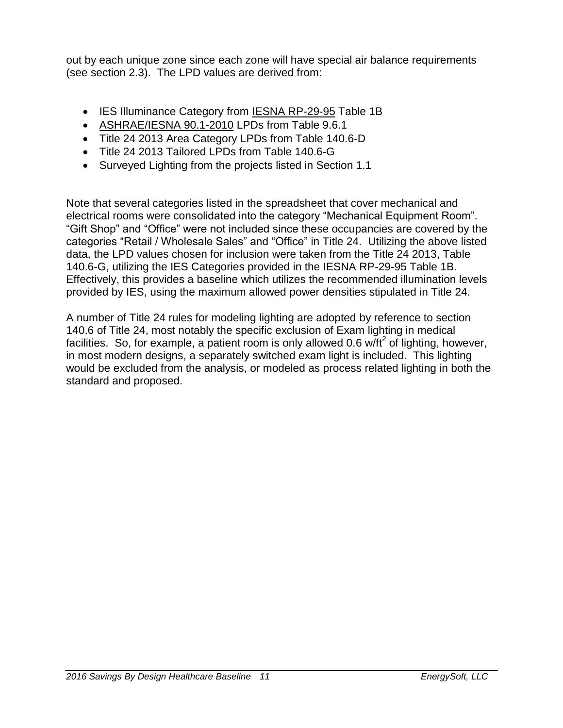out by each unique zone since each zone will have special air balance requirements (see section 2.3). The LPD values are derived from:

- IES Illuminance Category from IESNA RP-29-95 Table 1B
- ASHRAE/IESNA 90.1-2010 LPDs from Table 9.6.1
- Title 24 2013 Area Category LPDs from Table 140.6-D
- Title 24 2013 Tailored LPDs from Table 140.6-G
- Surveyed Lighting from the projects listed in Section 1.1

Note that several categories listed in the spreadsheet that cover mechanical and electrical rooms were consolidated into the category "Mechanical Equipment Room". "Gift Shop" and "Office" were not included since these occupancies are covered by the categories "Retail / Wholesale Sales" and "Office" in Title 24. Utilizing the above listed data, the LPD values chosen for inclusion were taken from the Title 24 2013, Table 140.6-G, utilizing the IES Categories provided in the IESNA RP-29-95 Table 1B. Effectively, this provides a baseline which utilizes the recommended illumination levels provided by IES, using the maximum allowed power densities stipulated in Title 24.

A number of Title 24 rules for modeling lighting are adopted by reference to section 140.6 of Title 24, most notably the specific exclusion of Exam lighting in medical facilities. So, for example, a patient room is only allowed 0.6 $w/ft^2$ of lighting, however, in most modern designs, a separately switched exam light is included. This lighting would be excluded from the analysis, or modeled as process related lighting in both the standard and proposed.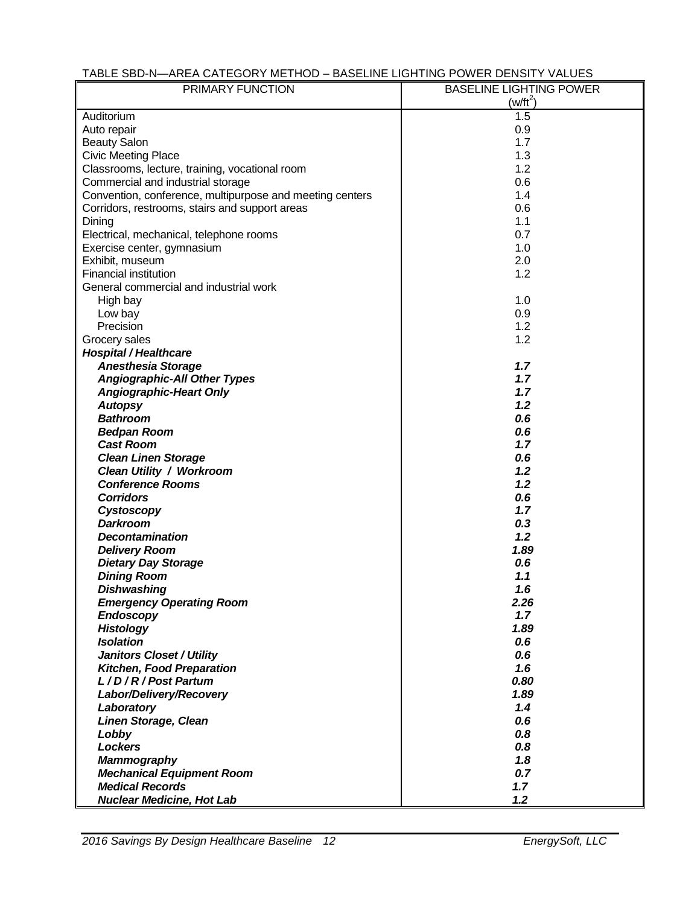TABLE SBD-N—AREA CATEGORY METHOD – BASELINE LIGHTING POWER DENSITY VALUES

| PRIMARY FUNCTION | BASELINE LIGHTING POWER ($w/ft^2$) |
|---|---|
| Auditorium | 1.5 |
| Auto repair | 0.9 |
| Beauty Salon | 1.7 |
| Civic Meeting Place | 1.3 |
| Classrooms, lecture, training, vocational room | 1.2 |
| Commercial and industrial storage | 0.6 |
| Convention, conference, multipurpose and meeting centers | 1.4 |
| Corridors, restrooms, stairs and support areas | 0.6 |
| Dining | 1.1 |
| Electrical, mechanical, telephone rooms | 0.7 |
| Exercise center, gymnasium | 1.0 |
| Exhibit, museum | 2.0 |
| Financial institution | 1.2 |
| General commercial and industrial work | |
| High bay | 1.0 |
| Low bay | 0.9 |
| Precision | 1.2 |
| Grocery sales | 1.2 |
| ***Hospital / Healthcare*** | |
| ***Anesthesia Storage*** | ***1.7*** |
| ***Angiographic-All Other Types*** | ***1.7*** |
| ***Angiographic-Heart Only*** | ***1.7*** |
| ***Autopsy*** | ***1.2*** |
| ***Bathroom*** | ***0.6*** |
| ***Bedpan Room*** | ***0.6*** |
| ***Cast Room*** | ***1.7*** |
| ***Clean Linen Storage*** | ***0.6*** |
| ***Clean Utility / Workroom*** | ***1.2*** |
| ***Conference Rooms*** | ***1.2*** |
| ***Corridors*** | ***0.6*** |
| ***Cystoscopy*** | ***1.7*** |
| ***Darkroom*** | ***0.3*** |
| ***Decontamination*** | ***1.2*** |
| ***Delivery Room*** | ***1.89*** |
| ***Dietary Day Storage*** | ***0.6*** |
| ***Dining Room*** | ***1.1*** |
| ***Dishwashing*** | ***1.6*** |
| ***Emergency Operating Room*** | ***2.26*** |
| ***Endoscopy*** | ***1.7*** |
| ***Histology*** | ***1.89*** |
| ***Isolation*** | ***0.6*** |
| ***Janitors Closet / Utility*** | ***0.6*** |
| ***Kitchen, Food Preparation*** | ***1.6*** |
| ***L / D / R / Post Partum*** | ***0.80*** |
| ***Labor/Delivery/Recovery*** | ***1.89*** |
| ***Laboratory*** | ***1.4*** |
| ***Linen Storage, Clean*** | ***0.6*** |
| ***Lobby*** | ***0.8*** |
| ***Lockers*** | ***0.8*** |
| ***Mammography*** | ***1.8*** |
| ***Mechanical Equipment Room*** | ***0.7*** |
| ***Medical Records*** | ***1.7*** |
| ***Nuclear Medicine, Hot Lab*** | ***1.2*** |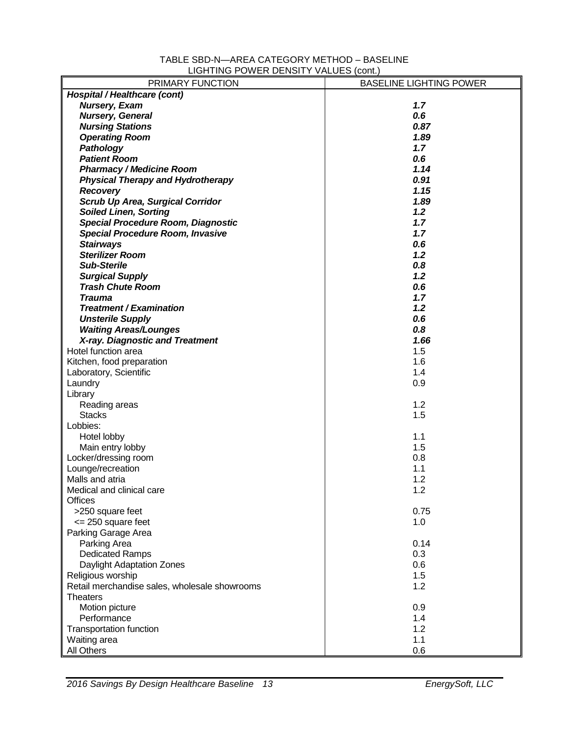TABLE SBD-N—AREA CATEGORY METHOD – BASELINE LIGHTING POWER DENSITY VALUES (cont.)

| PRIMARY FUNCTION | BASELINE LIGHTING POWER |
|---|---|
| ***Hospital / Healthcare (cont)*** | |
| ***Nursery, Exam*** | ***1.7*** |
| ***Nursery, General*** | ***0.6*** |
| ***Nursing Stations*** | ***0.87*** |
| ***Operating Room*** | ***1.89*** |
| ***Pathology*** | ***1.7*** |
| ***Patient Room*** | ***0.6*** |
| ***Pharmacy / Medicine Room*** | ***1.14*** |
| ***Physical Therapy and Hydrotherapy*** | ***0.91*** |
| ***Recovery*** | ***1.15*** |
| ***Scrub Up Area, Surgical Corridor*** | ***1.89*** |
| ***Soiled Linen, Sorting*** | ***1.2*** |
| ***Special Procedure Room, Diagnostic*** | ***1.7*** |
| ***Special Procedure Room, Invasive*** | ***1.7*** |
| ***Stairways*** | ***0.6*** |
| ***Sterilizer Room*** | ***1.2*** |
| ***Sub-Sterile*** | ***0.8*** |
| ***Surgical Supply*** | ***1.2*** |
| ***Trash Chute Room*** | ***0.6*** |
| ***Trauma*** | ***1.7*** |
| ***Treatment / Examination*** | ***1.2*** |
| ***Unsterile Supply*** | ***0.6*** |
| ***Waiting Areas/Lounges*** | ***0.8*** |
| ***X-ray. Diagnostic and Treatment*** | ***1.66*** |
| Hotel function area | 1.5 |
| Kitchen, food preparation | 1.6 |
| Laboratory, Scientific | 1.4 |
| Laundry | 0.9 |
| Library | |
| Reading areas | 1.2 |
| Stacks | 1.5 |
| Lobbies: | |
| Hotel lobby | 1.1 |
| Main entry lobby | 1.5 |
| Locker/dressing room | 0.8 |
| Lounge/recreation | 1.1 |
| Malls and atria | 1.2 |
| Medical and clinical care | 1.2 |
| Offices | |
| >250 square feet | 0.75 |
| <= 250 square feet | 1.0 |
| Parking Garage Area | |
| Parking Area | 0.14 |
| Dedicated Ramps | 0.3 |
| Daylight Adaptation Zones | 0.6 |
| Religious worship | 1.5 |
| Retail merchandise sales, wholesale showrooms | 1.2 |
| Theaters | |
| Motion picture | 0.9 |
| Performance | 1.4 |
| Transportation function | 1.2 |
| Waiting area | 1.1 |
| All Others | 0.6 |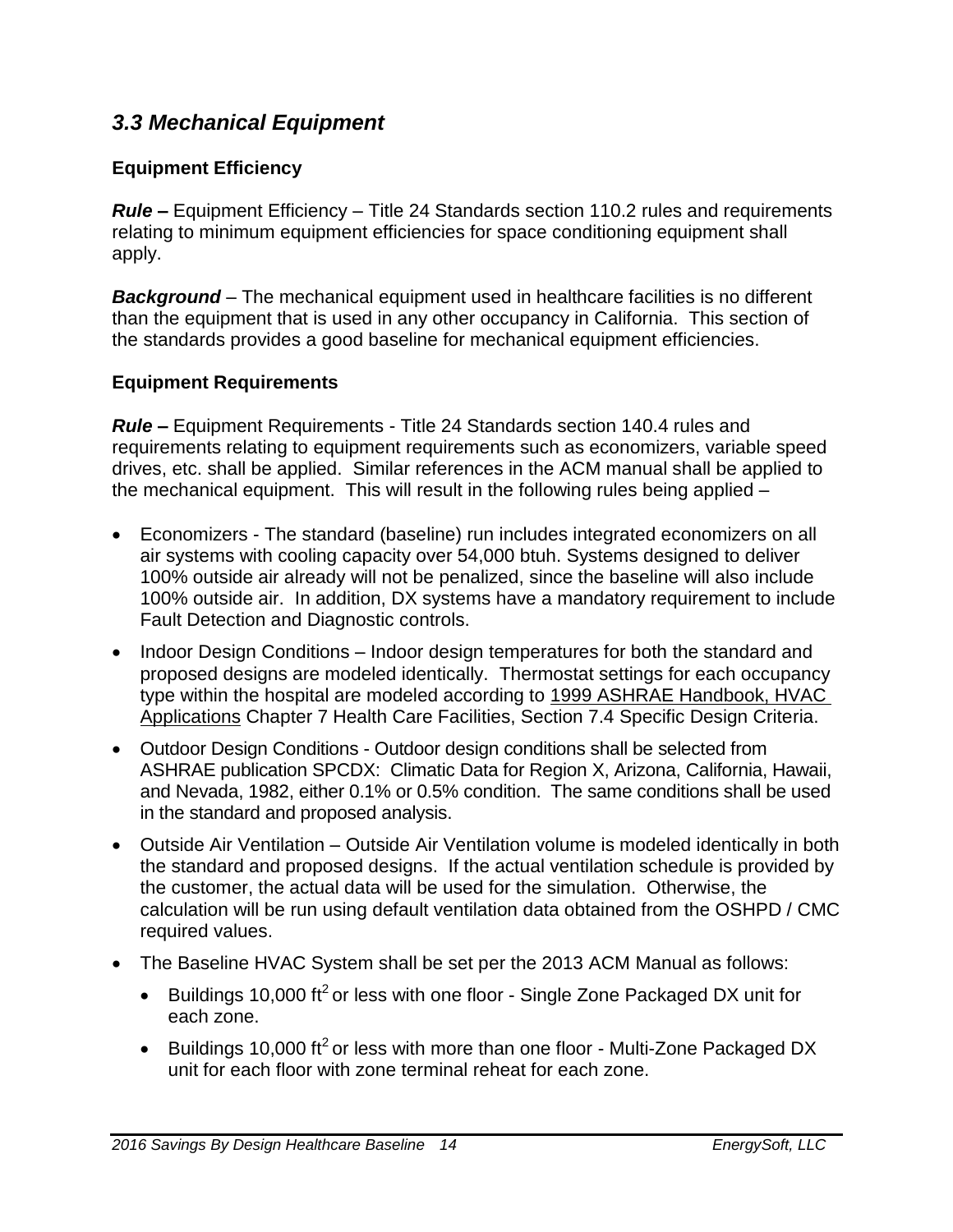## *3.3 Mechanical Equipment*

### Equipment Efficiency

***Rule –*** Equipment Efficiency – Title 24 Standards section 110.2 rules and requirements relating to minimum equipment efficiencies for space conditioning equipment shall apply.

***Background*** – The mechanical equipment used in healthcare facilities is no different than the equipment that is used in any other occupancy in California. This section of the standards provides a good baseline for mechanical equipment efficiencies.

### Equipment Requirements

***Rule –*** Equipment Requirements - Title 24 Standards section 140.4 rules and requirements relating to equipment requirements such as economizers, variable speed drives, etc. shall be applied. Similar references in the ACM manual shall be applied to the mechanical equipment. This will result in the following rules being applied –

- Economizers - The standard (baseline) run includes integrated economizers on all air systems with cooling capacity over 54,000 btuh. Systems designed to deliver 100% outside air already will not be penalized, since the baseline will also include 100% outside air. In addition, DX systems have a mandatory requirement to include Fault Detection and Diagnostic controls.
- Indoor Design Conditions – Indoor design temperatures for both the standard and proposed designs are modeled identically. Thermostat settings for each occupancy type within the hospital are modeled according to 1999 ASHRAE Handbook, HVAC Applications Chapter 7 Health Care Facilities, Section 7.4 Specific Design Criteria.
- Outdoor Design Conditions - Outdoor design conditions shall be selected from ASHRAE publication SPCDX: Climatic Data for Region X, Arizona, California, Hawaii, and Nevada, 1982, either 0.1% or 0.5% condition. The same conditions shall be used in the standard and proposed analysis.
- Outside Air Ventilation – Outside Air Ventilation volume is modeled identically in both the standard and proposed designs. If the actual ventilation schedule is provided by the customer, the actual data will be used for the simulation. Otherwise, the calculation will be run using default ventilation data obtained from the OSHPD / CMC required values.
- The Baseline HVAC System shall be set per the 2013 ACM Manual as follows:
  - Buildings 10,000 $ft^2$ or less with one floor - Single Zone Packaged DX unit for each zone.
  - Buildings 10,000 $ft^2$ or less with more than one floor - Multi-Zone Packaged DX unit for each floor with zone terminal reheat for each zone.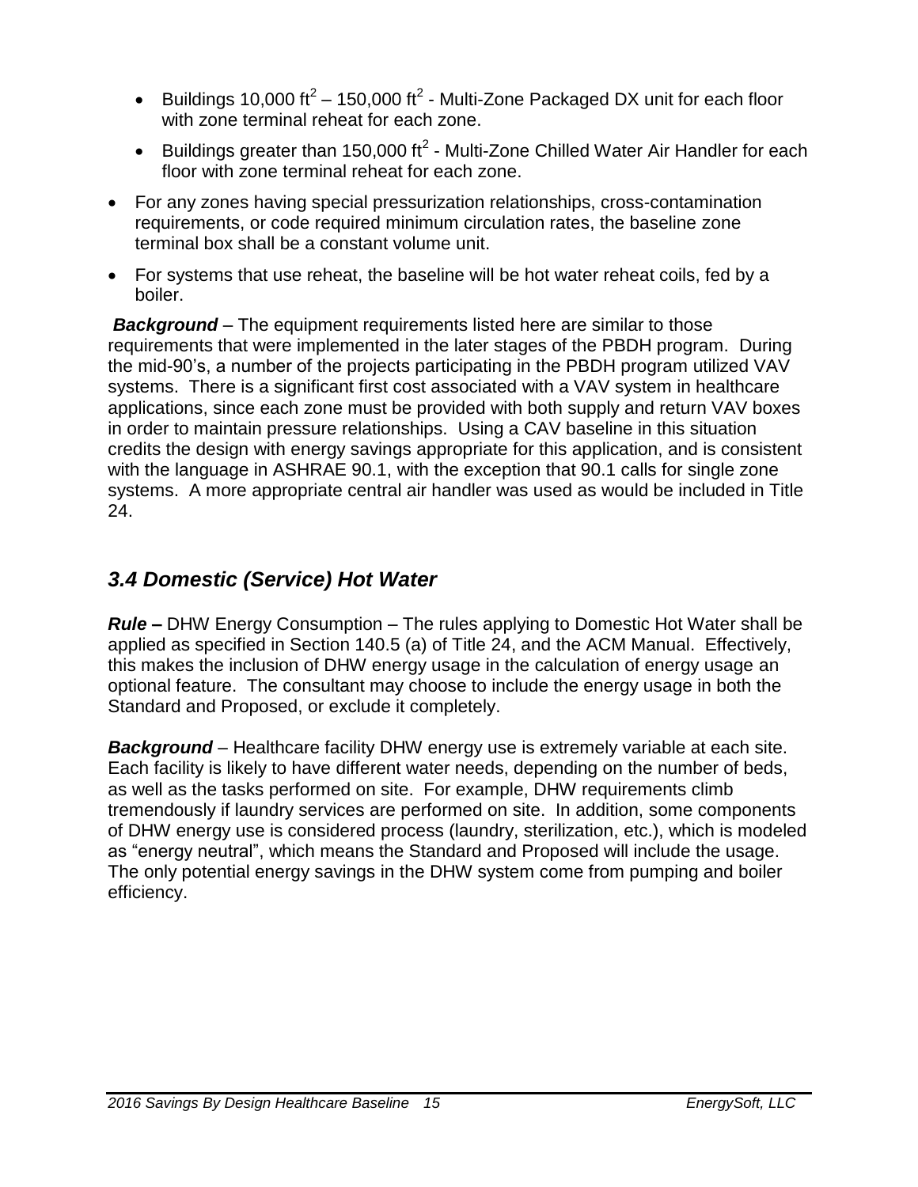- Buildings 10,000 $ft^2$ – 150,000 $ft^2$ - Multi-Zone Packaged DX unit for each floor with zone terminal reheat for each zone.
- Buildings greater than 150,000 $ft^2$ - Multi-Zone Chilled Water Air Handler for each floor with zone terminal reheat for each zone.

- For any zones having special pressurization relationships, cross-contamination requirements, or code required minimum circulation rates, the baseline zone terminal box shall be a constant volume unit.
- For systems that use reheat, the baseline will be hot water reheat coils, fed by a boiler.

***Background*** – The equipment requirements listed here are similar to those requirements that were implemented in the later stages of the PBDH program. During the mid-90's, a number of the projects participating in the PBDH program utilized VAV systems. There is a significant first cost associated with a VAV system in healthcare applications, since each zone must be provided with both supply and return VAV boxes in order to maintain pressure relationships. Using a CAV baseline in this situation credits the design with energy savings appropriate for this application, and is consistent with the language in ASHRAE 90.1, with the exception that 90.1 calls for single zone systems. A more appropriate central air handler was used as would be included in Title 24.

## *3.4 Domestic (Service) Hot Water*

***Rule –*** DHW Energy Consumption – The rules applying to Domestic Hot Water shall be applied as specified in Section 140.5 (a) of Title 24, and the ACM Manual. Effectively, this makes the inclusion of DHW energy usage in the calculation of energy usage an optional feature. The consultant may choose to include the energy usage in both the Standard and Proposed, or exclude it completely.

***Background*** – Healthcare facility DHW energy use is extremely variable at each site. Each facility is likely to have different water needs, depending on the number of beds, as well as the tasks performed on site. For example, DHW requirements climb tremendously if laundry services are performed on site. In addition, some components of DHW energy use is considered process (laundry, sterilization, etc.), which is modeled as "energy neutral", which means the Standard and Proposed will include the usage. The only potential energy savings in the DHW system come from pumping and boiler efficiency.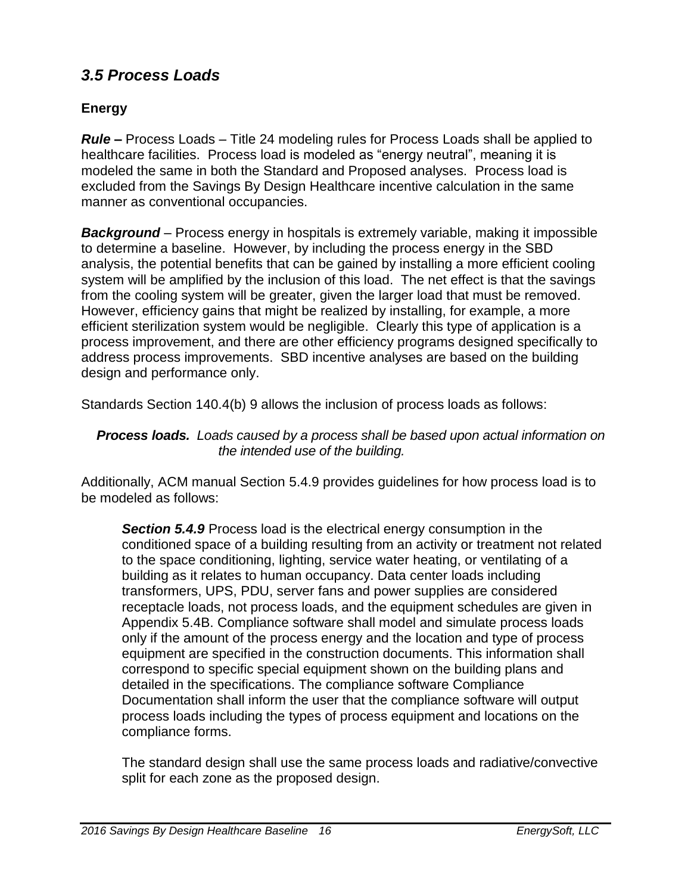## *3.5 Process Loads*

### Energy

***Rule –*** Process Loads – Title 24 modeling rules for Process Loads shall be applied to healthcare facilities. Process load is modeled as "energy neutral", meaning it is modeled the same in both the Standard and Proposed analyses. Process load is excluded from the Savings By Design Healthcare incentive calculation in the same manner as conventional occupancies.

***Background*** – Process energy in hospitals is extremely variable, making it impossible to determine a baseline. However, by including the process energy in the SBD analysis, the potential benefits that can be gained by installing a more efficient cooling system will be amplified by the inclusion of this load. The net effect is that the savings from the cooling system will be greater, given the larger load that must be removed. However, efficiency gains that might be realized by installing, for example, a more efficient sterilization system would be negligible. Clearly this type of application is a process improvement, and there are other efficiency programs designed specifically to address process improvements. SBD incentive analyses are based on the building design and performance only.

Standards Section 140.4(b) 9 allows the inclusion of process loads as follows:

> ***Process loads.*** *Loads caused by a process shall be based upon actual information on the intended use of the building.*

Additionally, ACM manual Section 5.4.9 provides guidelines for how process load is to be modeled as follows:

> ***Section 5.4.9*** Process load is the electrical energy consumption in the conditioned space of a building resulting from an activity or treatment not related to the space conditioning, lighting, service water heating, or ventilating of a building as it relates to human occupancy. Data center loads including transformers, UPS, PDU, server fans and power supplies are considered receptacle loads, not process loads, and the equipment schedules are given in Appendix 5.4B. Compliance software shall model and simulate process loads only if the amount of the process energy and the location and type of process equipment are specified in the construction documents. This information shall correspond to specific special equipment shown on the building plans and detailed in the specifications. The compliance software Compliance Documentation shall inform the user that the compliance software will output process loads including the types of process equipment and locations on the compliance forms.
>
> The standard design shall use the same process loads and radiative/convective split for each zone as the proposed design.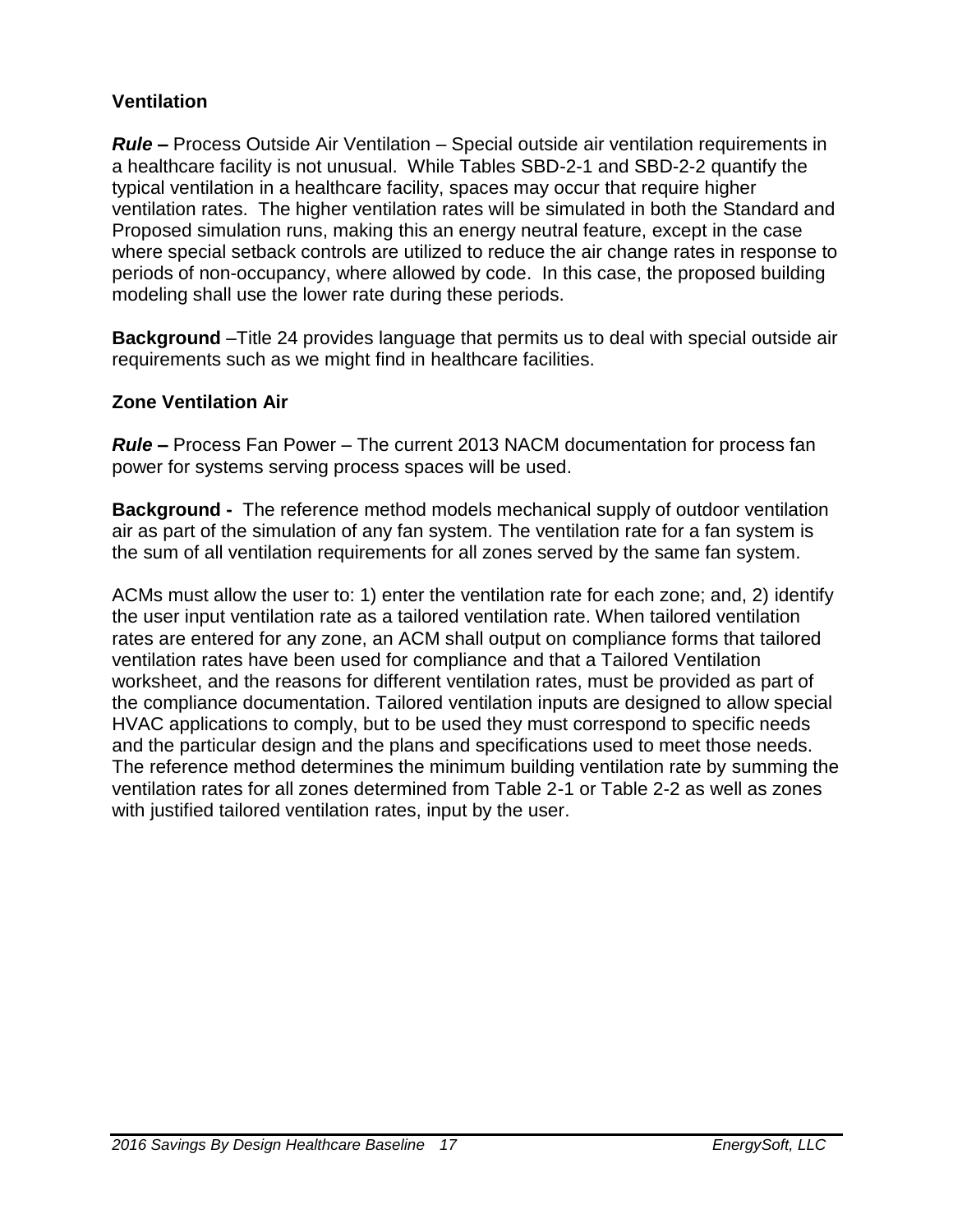### Ventilation

***Rule* –** Process Outside Air Ventilation – Special outside air ventilation requirements in a healthcare facility is not unusual. While Tables SBD-2-1 and SBD-2-2 quantify the typical ventilation in a healthcare facility, spaces may occur that require higher ventilation rates. The higher ventilation rates will be simulated in both the Standard and Proposed simulation runs, making this an energy neutral feature, except in the case where special setback controls are utilized to reduce the air change rates in response to periods of non-occupancy, where allowed by code. In this case, the proposed building modeling shall use the lower rate during these periods.

**Background** –Title 24 provides language that permits us to deal with special outside air requirements such as we might find in healthcare facilities.

### Zone Ventilation Air

***Rule* –** Process Fan Power – The current 2013 NACM documentation for process fan power for systems serving process spaces will be used.

**Background -** The reference method models mechanical supply of outdoor ventilation air as part of the simulation of any fan system. The ventilation rate for a fan system is the sum of all ventilation requirements for all zones served by the same fan system.

ACMs must allow the user to: 1) enter the ventilation rate for each zone; and, 2) identify the user input ventilation rate as a tailored ventilation rate. When tailored ventilation rates are entered for any zone, an ACM shall output on compliance forms that tailored ventilation rates have been used for compliance and that a Tailored Ventilation worksheet, and the reasons for different ventilation rates, must be provided as part of the compliance documentation. Tailored ventilation inputs are designed to allow special HVAC applications to comply, but to be used they must correspond to specific needs and the particular design and the plans and specifications used to meet those needs. The reference method determines the minimum building ventilation rate by summing the ventilation rates for all zones determined from Table 2-1 or Table 2-2 as well as zones with justified tailored ventilation rates, input by the user.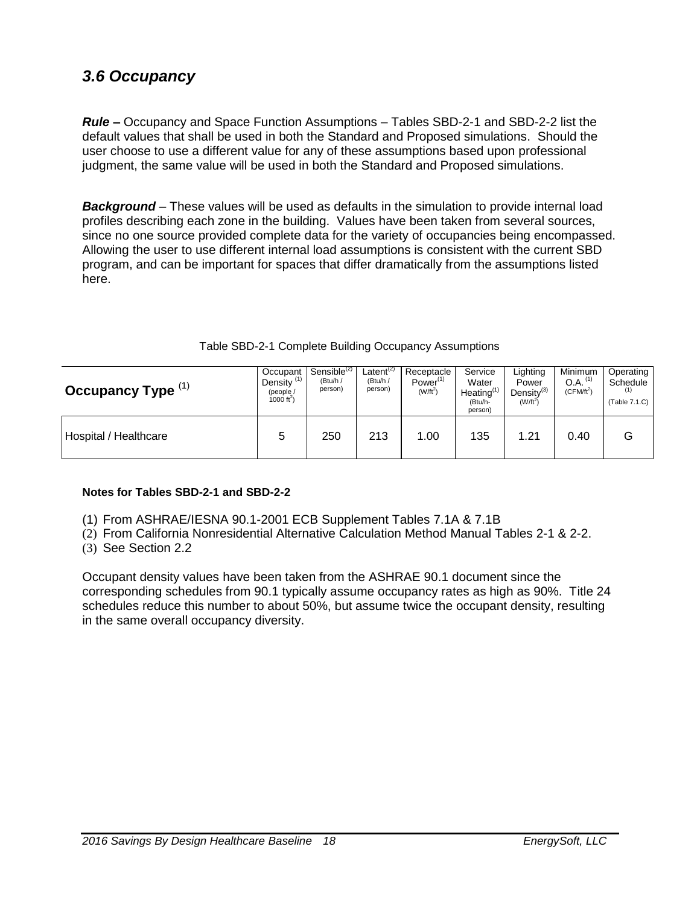## *3.6 Occupancy*

***Rule –*** Occupancy and Space Function Assumptions – Tables SBD-2-1 and SBD-2-2 list the default values that shall be used in both the Standard and Proposed simulations. Should the user choose to use a different value for any of these assumptions based upon professional judgment, the same value will be used in both the Standard and Proposed simulations.

***Background*** – These values will be used as defaults in the simulation to provide internal load profiles describing each zone in the building. Values have been taken from several sources, since no one source provided complete data for the variety of occupancies being encompassed. Allowing the user to use different internal load assumptions is consistent with the current SBD program, and can be important for spaces that differ dramatically from the assumptions listed here.

Table SBD-2-1 Complete Building Occupancy Assumptions

| **Occupancy Type** (1) | Occupant Density (1) (people / 1000 $ft^2$) | Sensible(2) (Btu/h / person) | Latent(2) (Btu/h / person) | Receptacle Power(1) ($W/ft^2$) | Service Water Heating(1) (Btu/h-person) | Lighting Power Density(3) ($W/ft^2$) | Minimum O.A. (1) ($CFM/ft^2$) | Operating Schedule (1) (Table 7.1.C) |
|---|---|---|---|---|---|---|---|---|
| Hospital / Healthcare | 5 | 250 | 213 | 1.00 | 135 | 1.21 | 0.40 | G |

**Notes for Tables SBD-2-1 and SBD-2-2**

(1) From ASHRAE/IESNA 90.1-2001 ECB Supplement Tables 7.1A & 7.1B
(2) From California Nonresidential Alternative Calculation Method Manual Tables 2-1 & 2-2.
(3) See Section 2.2

Occupant density values have been taken from the ASHRAE 90.1 document since the corresponding schedules from 90.1 typically assume occupancy rates as high as 90%. Title 24 schedules reduce this number to about 50%, but assume twice the occupant density, resulting in the same overall occupancy diversity.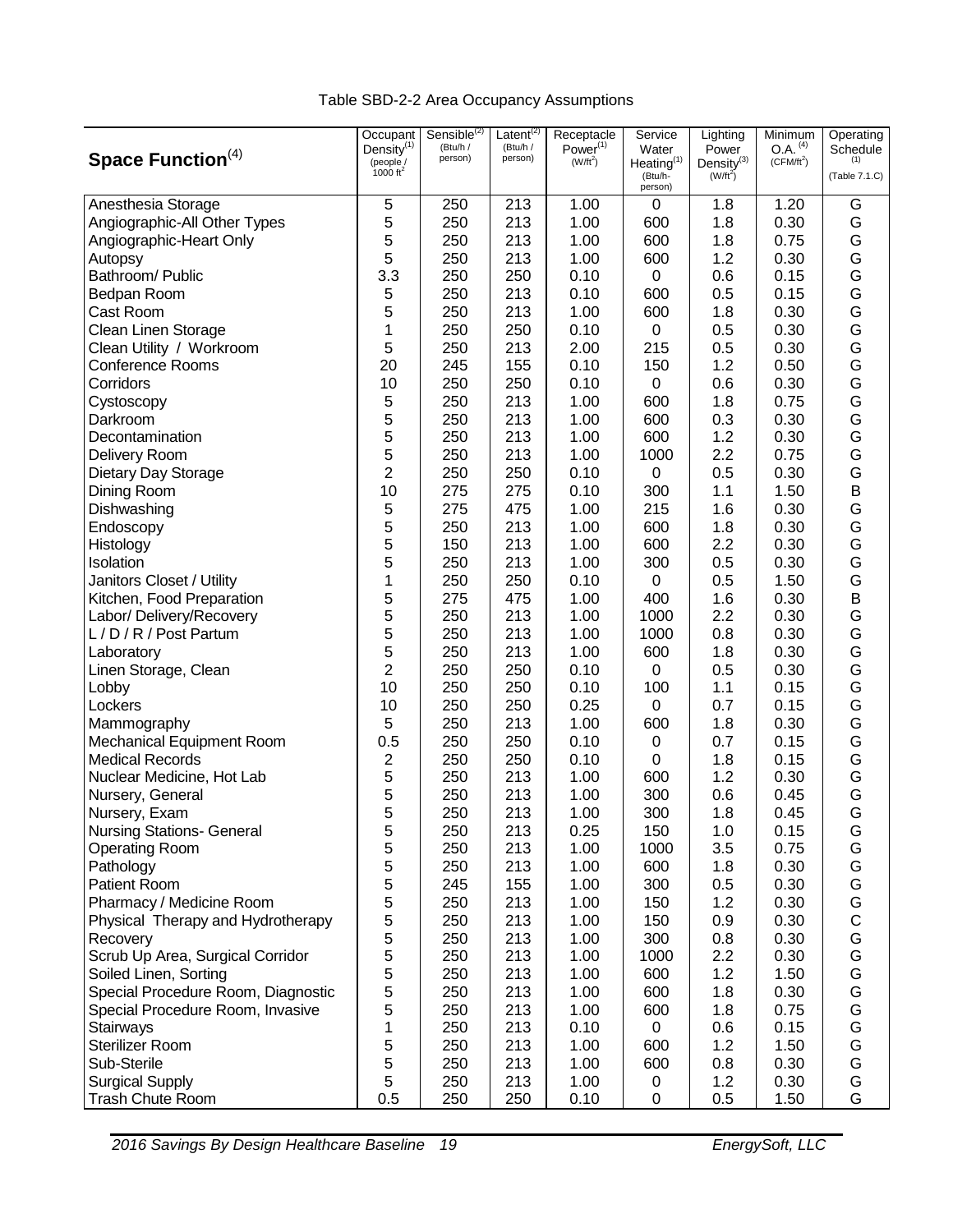Table SBD-2-2 Area Occupancy Assumptions

| Space Function[(4)] | Occupant Density[(1)] (people / 1000 ft²) | Sensible[(2)] (Btu/h / person) | Latent[(2)] (Btu/h / person) | Receptacle Power[(1)] (W/ft²) | Service Water Heating[(1)] (Btu/h-person) | Lighting Power Density[(3)] (W/ft²) | Minimum O.A. [(4)] (CFM/ft²) | Operating Schedule [(1)] (Table 7.1.C) |
|---|---|---|---|---|---|---|---|---|
| Anesthesia Storage | 5 | 250 | 213 | 1.00 | 0 | 1.8 | 1.20 | G |
| Angiographic-All Other Types | 5 | 250 | 213 | 1.00 | 600 | 1.8 | 0.30 | G |
| Angiographic-Heart Only | 5 | 250 | 213 | 1.00 | 600 | 1.8 | 0.75 | G |
| Autopsy | 5 | 250 | 213 | 1.00 | 600 | 1.2 | 0.30 | G |
| Bathroom/ Public | 3.3 | 250 | 250 | 0.10 | 0 | 0.6 | 0.15 | G |
| Bedpan Room | 5 | 250 | 213 | 0.10 | 600 | 0.5 | 0.15 | G |
| Cast Room | 5 | 250 | 213 | 1.00 | 600 | 1.8 | 0.30 | G |
| Clean Linen Storage | 1 | 250 | 250 | 0.10 | 0 | 0.5 | 0.30 | G |
| Clean Utility / Workroom | 5 | 250 | 213 | 2.00 | 215 | 0.5 | 0.30 | G |
| Conference Rooms | 20 | 245 | 155 | 0.10 | 150 | 1.2 | 0.50 | G |
| Corridors | 10 | 250 | 250 | 0.10 | 0 | 0.6 | 0.30 | G |
| Cystoscopy | 5 | 250 | 213 | 1.00 | 600 | 1.8 | 0.75 | G |
| Darkroom | 5 | 250 | 213 | 1.00 | 600 | 0.3 | 0.30 | G |
| Decontamination | 5 | 250 | 213 | 1.00 | 600 | 1.2 | 0.30 | G |
| Delivery Room | 5 | 250 | 213 | 1.00 | 1000 | 2.2 | 0.75 | G |
| Dietary Day Storage | 2 | 250 | 250 | 0.10 | 0 | 0.5 | 0.30 | G |
| Dining Room | 10 | 275 | 275 | 0.10 | 300 | 1.1 | 1.50 | B |
| Dishwashing | 5 | 275 | 475 | 1.00 | 215 | 1.6 | 0.30 | G |
| Endoscopy | 5 | 250 | 213 | 1.00 | 600 | 1.8 | 0.30 | G |
| Histology | 5 | 150 | 213 | 1.00 | 600 | 2.2 | 0.30 | G |
| Isolation | 5 | 250 | 213 | 1.00 | 300 | 0.5 | 0.30 | G |
| Janitors Closet / Utility | 1 | 250 | 250 | 0.10 | 0 | 0.5 | 1.50 | G |
| Kitchen, Food Preparation | 5 | 275 | 475 | 1.00 | 400 | 1.6 | 0.30 | B |
| Labor/ Delivery/Recovery | 5 | 250 | 213 | 1.00 | 1000 | 2.2 | 0.30 | G |
| L / D / R / Post Partum | 5 | 250 | 213 | 1.00 | 1000 | 0.8 | 0.30 | G |
| Laboratory | 5 | 250 | 213 | 1.00 | 600 | 1.8 | 0.30 | G |
| Linen Storage, Clean | 2 | 250 | 250 | 0.10 | 0 | 0.5 | 0.30 | G |
| Lobby | 10 | 250 | 250 | 0.10 | 100 | 1.1 | 0.15 | G |
| Lockers | 10 | 250 | 250 | 0.25 | 0 | 0.7 | 0.15 | G |
| Mammography | 5 | 250 | 213 | 1.00 | 600 | 1.8 | 0.30 | G |
| Mechanical Equipment Room | 0.5 | 250 | 250 | 0.10 | 0 | 0.7 | 0.15 | G |
| Medical Records | 2 | 250 | 250 | 0.10 | 0 | 1.8 | 0.15 | G |
| Nuclear Medicine, Hot Lab | 5 | 250 | 213 | 1.00 | 600 | 1.2 | 0.30 | G |
| Nursery, General | 5 | 250 | 213 | 1.00 | 300 | 0.6 | 0.45 | G |
| Nursery, Exam | 5 | 250 | 213 | 1.00 | 300 | 1.8 | 0.45 | G |
| Nursing Stations- General | 5 | 250 | 213 | 0.25 | 150 | 1.0 | 0.15 | G |
| Operating Room | 5 | 250 | 213 | 1.00 | 1000 | 3.5 | 0.75 | G |
| Pathology | 5 | 250 | 213 | 1.00 | 600 | 1.8 | 0.30 | G |
| Patient Room | 5 | 245 | 155 | 1.00 | 300 | 0.5 | 0.30 | G |
| Pharmacy / Medicine Room | 5 | 250 | 213 | 1.00 | 150 | 1.2 | 0.30 | G |
| Physical Therapy and Hydrotherapy | 5 | 250 | 213 | 1.00 | 150 | 0.9 | 0.30 | C |
| Recovery | 5 | 250 | 213 | 1.00 | 300 | 0.8 | 0.30 | G |
| Scrub Up Area, Surgical Corridor | 5 | 250 | 213 | 1.00 | 1000 | 2.2 | 0.30 | G |
| Soiled Linen, Sorting | 5 | 250 | 213 | 1.00 | 600 | 1.2 | 1.50 | G |
| Special Procedure Room, Diagnostic | 5 | 250 | 213 | 1.00 | 600 | 1.8 | 0.30 | G |
| Special Procedure Room, Invasive | 5 | 250 | 213 | 1.00 | 600 | 1.8 | 0.75 | G |
| Stairways | 1 | 250 | 213 | 0.10 | 0 | 0.6 | 0.15 | G |
| Sterilizer Room | 5 | 250 | 213 | 1.00 | 600 | 1.2 | 1.50 | G |
| Sub-Sterile | 5 | 250 | 213 | 1.00 | 600 | 0.8 | 0.30 | G |
| Surgical Supply | 5 | 250 | 213 | 1.00 | 0 | 1.2 | 0.30 | G |
| Trash Chute Room | 0.5 | 250 | 250 | 0.10 | 0 | 0.5 | 1.50 | G |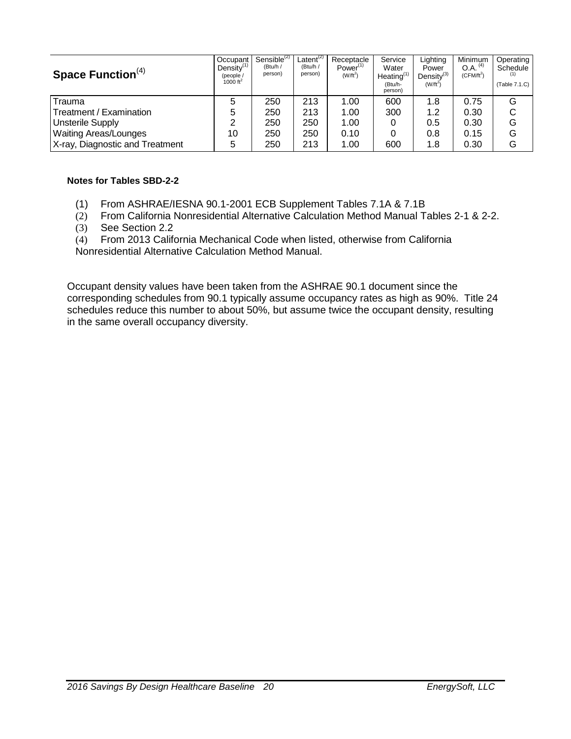| Space Function[4] | Occupant Density[1] (people / 1000 ft²) | Sensible[2] (Btu/h / person) | Latent[2] (Btu/h / person) | Receptacle Power[1] (W/ft²) | Service Water Heating[1] (Btu/h-person) | Lighting Power Density[3] (W/ft²) | Minimum O.A.[4] (CFM/ft²) | Operating Schedule[1] (Table 7.1.C) |
|---|---|---|---|---|---|---|---|---|
| Trauma | 5 | 250 | 213 | 1.00 | 600 | 1.8 | 0.75 | G |
| Treatment / Examination | 5 | 250 | 213 | 1.00 | 300 | 1.2 | 0.30 | C |
| Unsterile Supply | 2 | 250 | 250 | 1.00 | 0 | 0.5 | 0.30 | G |
| Waiting Areas/Lounges | 10 | 250 | 250 | 0.10 | 0 | 0.8 | 0.15 | G |
| X-ray, Diagnostic and Treatment | 5 | 250 | 213 | 1.00 | 600 | 1.8 | 0.30 | G |

**Notes for Tables SBD-2-2**

(1) From ASHRAE/IESNA 90.1-2001 ECB Supplement Tables 7.1A & 7.1B
(2) From California Nonresidential Alternative Calculation Method Manual Tables 2-1 & 2-2.
(3) See Section 2.2
(4) From 2013 California Mechanical Code when listed, otherwise from California Nonresidential Alternative Calculation Method Manual.

Occupant density values have been taken from the ASHRAE 90.1 document since the corresponding schedules from 90.1 typically assume occupancy rates as high as 90%. Title 24 schedules reduce this number to about 50%, but assume twice the occupant density, resulting in the same overall occupancy diversity.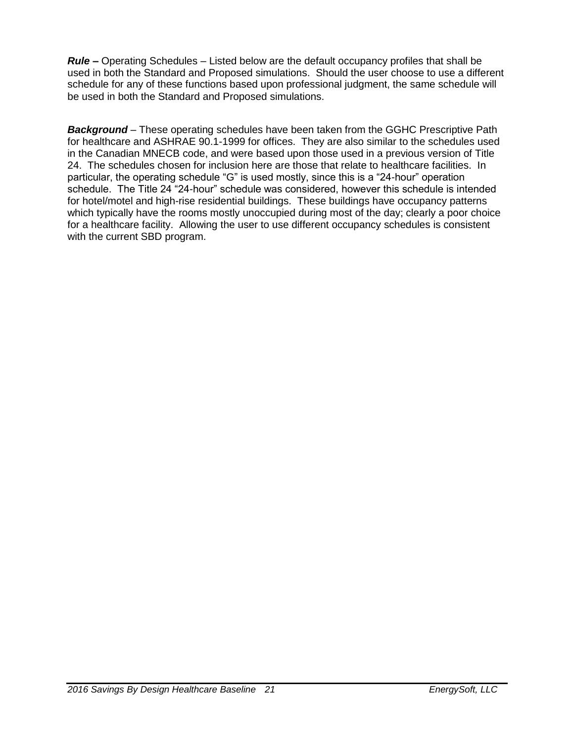***Rule –*** Operating Schedules – Listed below are the default occupancy profiles that shall be used in both the Standard and Proposed simulations. Should the user choose to use a different schedule for any of these functions based upon professional judgment, the same schedule will be used in both the Standard and Proposed simulations.

***Background*** – These operating schedules have been taken from the GGHC Prescriptive Path for healthcare and ASHRAE 90.1-1999 for offices. They are also similar to the schedules used in the Canadian MNECB code, and were based upon those used in a previous version of Title 24. The schedules chosen for inclusion here are those that relate to healthcare facilities. In particular, the operating schedule "G" is used mostly, since this is a "24-hour" operation schedule. The Title 24 "24-hour" schedule was considered, however this schedule is intended for hotel/motel and high-rise residential buildings. These buildings have occupancy patterns which typically have the rooms mostly unoccupied during most of the day; clearly a poor choice for a healthcare facility. Allowing the user to use different occupancy schedules is consistent with the current SBD program.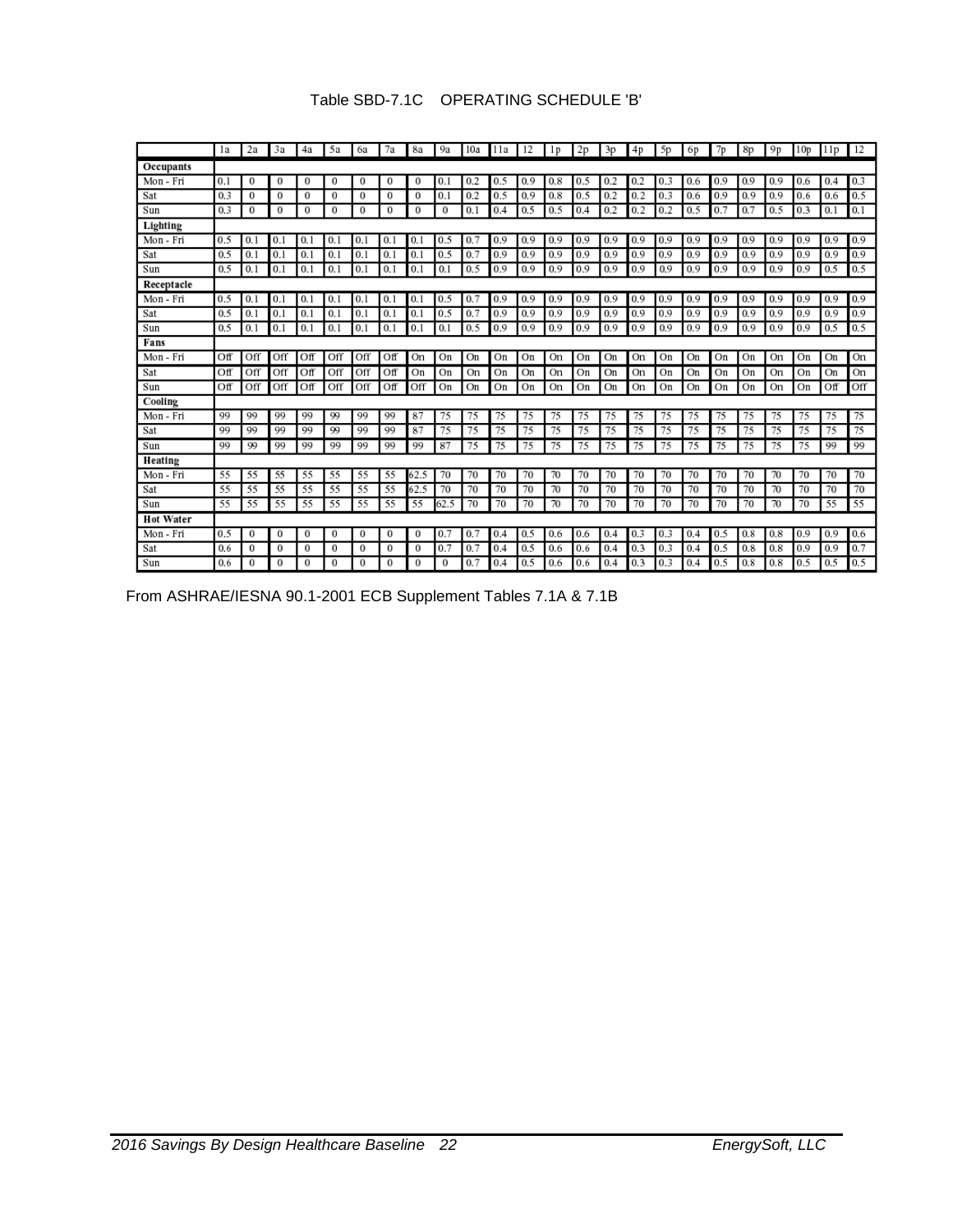Table SBD-7.1C OPERATING SCHEDULE 'B'

| | 1a | 2a | 3a | 4a | 5a | 6a | 7a | 8a | 9a | 10a | 11a | 12 | 1p | 2p | 3p | 4p | 5p | 6p | 7p | 8p | 9p | 10p | 11p | 12 |
|---|---|---|---|---|---|---|---|---|---|---|---|---|---|---|---|---|---|---|---|---|---|---|---|---|
| **Occupants** | | | | | | | | | | | | | | | | | | | | | | | | |
| Mon - Fri | 0.1 | 0 | 0 | 0 | 0 | 0 | 0 | 0 | 0.1 | 0.2 | 0.5 | 0.9 | 0.8 | 0.5 | 0.2 | 0.2 | 0.3 | 0.6 | 0.9 | 0.9 | 0.9 | 0.6 | 0.4 | 0.3 |
| Sat | 0.3 | 0 | 0 | 0 | 0 | 0 | 0 | 0 | 0.1 | 0.2 | 0.5 | 0.9 | 0.8 | 0.5 | 0.2 | 0.2 | 0.3 | 0.6 | 0.9 | 0.9 | 0.9 | 0.6 | 0.6 | 0.5 |
| Sun | 0.3 | 0 | 0 | 0 | 0 | 0 | 0 | 0 | 0 | 0.1 | 0.4 | 0.5 | 0.5 | 0.4 | 0.2 | 0.2 | 0.2 | 0.5 | 0.7 | 0.7 | 0.5 | 0.3 | 0.1 | 0.1 |
| **Lighting** | | | | | | | | | | | | | | | | | | | | | | | | |
| Mon - Fri | 0.5 | 0.1 | 0.1 | 0.1 | 0.1 | 0.1 | 0.1 | 0.1 | 0.5 | 0.7 | 0.9 | 0.9 | 0.9 | 0.9 | 0.9 | 0.9 | 0.9 | 0.9 | 0.9 | 0.9 | 0.9 | 0.9 | 0.9 | 0.9 |
| Sat | 0.5 | 0.1 | 0.1 | 0.1 | 0.1 | 0.1 | 0.1 | 0.1 | 0.5 | 0.7 | 0.9 | 0.9 | 0.9 | 0.9 | 0.9 | 0.9 | 0.9 | 0.9 | 0.9 | 0.9 | 0.9 | 0.9 | 0.9 | 0.9 |
| Sun | 0.5 | 0.1 | 0.1 | 0.1 | 0.1 | 0.1 | 0.1 | 0.1 | 0.1 | 0.5 | 0.9 | 0.9 | 0.9 | 0.9 | 0.9 | 0.9 | 0.9 | 0.9 | 0.9 | 0.9 | 0.9 | 0.9 | 0.5 | 0.5 |
| **Receptacle** | | | | | | | | | | | | | | | | | | | | | | | | |
| Mon - Fri | 0.5 | 0.1 | 0.1 | 0.1 | 0.1 | 0.1 | 0.1 | 0.1 | 0.5 | 0.7 | 0.9 | 0.9 | 0.9 | 0.9 | 0.9 | 0.9 | 0.9 | 0.9 | 0.9 | 0.9 | 0.9 | 0.9 | 0.9 | 0.9 |
| Sat | 0.5 | 0.1 | 0.1 | 0.1 | 0.1 | 0.1 | 0.1 | 0.1 | 0.5 | 0.7 | 0.9 | 0.9 | 0.9 | 0.9 | 0.9 | 0.9 | 0.9 | 0.9 | 0.9 | 0.9 | 0.9 | 0.9 | 0.9 | 0.9 |
| Sun | 0.5 | 0.1 | 0.1 | 0.1 | 0.1 | 0.1 | 0.1 | 0.1 | 0.1 | 0.5 | 0.9 | 0.9 | 0.9 | 0.9 | 0.9 | 0.9 | 0.9 | 0.9 | 0.9 | 0.9 | 0.9 | 0.9 | 0.5 | 0.5 |
| **Fans** | | | | | | | | | | | | | | | | | | | | | | | | |
| Mon - Fri | Off | Off | Off | Off | Off | Off | Off | On | On | On | On | On | On | On | On | On | On | On | On | On | On | On | On | On |
| Sat | Off | Off | Off | Off | Off | Off | Off | On | On | On | On | On | On | On | On | On | On | On | On | On | On | On | On | On |
| Sun | Off | Off | Off | Off | Off | Off | Off | Off | On | On | On | On | On | On | On | On | On | On | On | On | On | On | Off | Off |
| **Cooling** | | | | | | | | | | | | | | | | | | | | | | | | |
| Mon - Fri | 99 | 99 | 99 | 99 | 99 | 99 | 99 | 87 | 75 | 75 | 75 | 75 | 75 | 75 | 75 | 75 | 75 | 75 | 75 | 75 | 75 | 75 | 75 | 75 |
| Sat | 99 | 99 | 99 | 99 | 99 | 99 | 99 | 87 | 75 | 75 | 75 | 75 | 75 | 75 | 75 | 75 | 75 | 75 | 75 | 75 | 75 | 75 | 75 | 75 |
| Sun | 99 | 99 | 99 | 99 | 99 | 99 | 99 | 99 | 87 | 75 | 75 | 75 | 75 | 75 | 75 | 75 | 75 | 75 | 75 | 75 | 75 | 75 | 99 | 99 |
| **Heating** | | | | | | | | | | | | | | | | | | | | | | | | |
| Mon - Fri | 55 | 55 | 55 | 55 | 55 | 55 | 55 | 62.5 | 70 | 70 | 70 | 70 | 70 | 70 | 70 | 70 | 70 | 70 | 70 | 70 | 70 | 70 | 70 | 70 |
| Sat | 55 | 55 | 55 | 55 | 55 | 55 | 55 | 62.5 | 70 | 70 | 70 | 70 | 70 | 70 | 70 | 70 | 70 | 70 | 70 | 70 | 70 | 70 | 70 | 70 |
| Sun | 55 | 55 | 55 | 55 | 55 | 55 | 55 | 55 | 62.5 | 70 | 70 | 70 | 70 | 70 | 70 | 70 | 70 | 70 | 70 | 70 | 70 | 70 | 55 | 55 |
| **Hot Water** | | | | | | | | | | | | | | | | | | | | | | | | |
| Mon - Fri | 0.5 | 0 | 0 | 0 | 0 | 0 | 0 | 0 | 0.7 | 0.7 | 0.4 | 0.5 | 0.6 | 0.6 | 0.4 | 0.3 | 0.3 | 0.4 | 0.5 | 0.8 | 0.8 | 0.9 | 0.9 | 0.6 |
| Sat | 0.6 | 0 | 0 | 0 | 0 | 0 | 0 | 0 | 0.7 | 0.7 | 0.4 | 0.5 | 0.6 | 0.6 | 0.4 | 0.3 | 0.3 | 0.4 | 0.5 | 0.8 | 0.8 | 0.9 | 0.9 | 0.7 |
| Sun | 0.6 | 0 | 0 | 0 | 0 | 0 | 0 | 0 | 0 | 0.7 | 0.4 | 0.5 | 0.6 | 0.6 | 0.4 | 0.3 | 0.3 | 0.4 | 0.5 | 0.8 | 0.8 | 0.5 | 0.5 | 0.5 |

From ASHRAE/IESNA 90.1-2001 ECB Supplement Tables 7.1A & 7.1B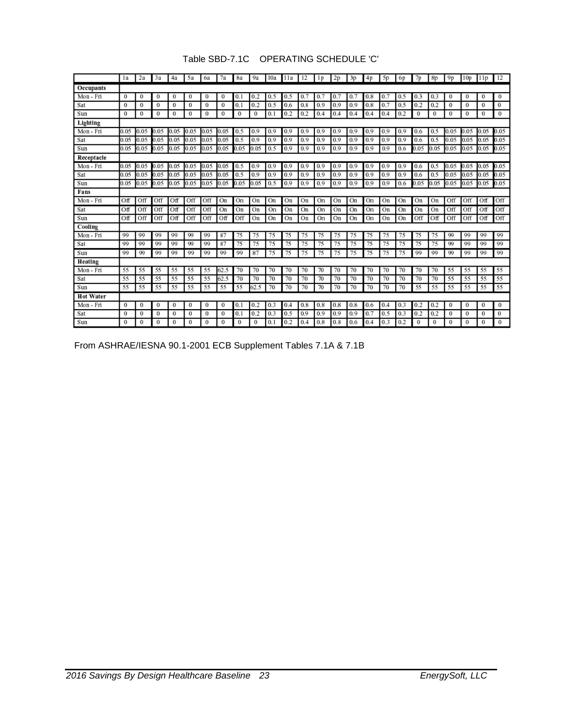Table SBD-7.1C    OPERATING SCHEDULE 'C'

| | 1a | 2a | 3a | 4a | 5a | 6a | 7a | 8a | 9a | 10a | 11a | 12 | 1p | 2p | 3p | 4p | 5p | 6p | 7p | 8p | 9p | 10p | 11p | 12 |
|---|---|---|---|---|---|---|---|---|---|---|---|---|---|---|---|---|---|---|---|---|---|---|---|---|
| **Occupants** | | | | | | | | | | | | | | | | | | | | | | | | |
| Mon - Fri | 0 | 0 | 0 | 0 | 0 | 0 | 0 | 0.1 | 0.2 | 0.5 | 0.5 | 0.7 | 0.7 | 0.7 | 0.7 | 0.8 | 0.7 | 0.5 | 0.3 | 0.3 | 0 | 0 | 0 | 0 |
| Sat | 0 | 0 | 0 | 0 | 0 | 0 | 0 | 0.1 | 0.2 | 0.5 | 0.6 | 0.8 | 0.9 | 0.9 | 0.9 | 0.8 | 0.7 | 0.5 | 0.2 | 0.2 | 0 | 0 | 0 | 0 |
| Sun | 0 | 0 | 0 | 0 | 0 | 0 | 0 | 0 | 0 | 0.1 | 0.2 | 0.2 | 0.4 | 0.4 | 0.4 | 0.4 | 0.4 | 0.2 | 0 | 0 | 0 | 0 | 0 | 0 |
| **Lighting** | | | | | | | | | | | | | | | | | | | | | | | | |
| Mon - Fri | 0.05 | 0.05 | 0.05 | 0.05 | 0.05 | 0.05 | 0.05 | 0.5 | 0.9 | 0.9 | 0.9 | 0.9 | 0.9 | 0.9 | 0.9 | 0.9 | 0.9 | 0.9 | 0.6 | 0.5 | 0.05 | 0.05 | 0.05 | 0.05 |
| Sat | 0.05 | 0.05 | 0.05 | 0.05 | 0.05 | 0.05 | 0.05 | 0.5 | 0.9 | 0.9 | 0.9 | 0.9 | 0.9 | 0.9 | 0.9 | 0.9 | 0.9 | 0.9 | 0.6 | 0.5 | 0.05 | 0.05 | 0.05 | 0.05 |
| Sun | 0.05 | 0.05 | 0.05 | 0.05 | 0.05 | 0.05 | 0.05 | 0.05 | 0.05 | 0.5 | 0.9 | 0.9 | 0.9 | 0.9 | 0.9 | 0.9 | 0.9 | 0.6 | 0.05 | 0.05 | 0.05 | 0.05 | 0.05 | 0.05 |
| **Receptacle** | | | | | | | | | | | | | | | | | | | | | | | | |
| Mon - Fri | 0.05 | 0.05 | 0.05 | 0.05 | 0.05 | 0.05 | 0.05 | 0.5 | 0.9 | 0.9 | 0.9 | 0.9 | 0.9 | 0.9 | 0.9 | 0.9 | 0.9 | 0.9 | 0.6 | 0.5 | 0.05 | 0.05 | 0.05 | 0.05 |
| Sat | 0.05 | 0.05 | 0.05 | 0.05 | 0.05 | 0.05 | 0.05 | 0.5 | 0.9 | 0.9 | 0.9 | 0.9 | 0.9 | 0.9 | 0.9 | 0.9 | 0.9 | 0.9 | 0.6 | 0.5 | 0.05 | 0.05 | 0.05 | 0.05 |
| Sun | 0.05 | 0.05 | 0.05 | 0.05 | 0.05 | 0.05 | 0.05 | 0.05 | 0.05 | 0.5 | 0.9 | 0.9 | 0.9 | 0.9 | 0.9 | 0.9 | 0.9 | 0.6 | 0.05 | 0.05 | 0.05 | 0.05 | 0.05 | 0.05 |
| **Fans** | | | | | | | | | | | | | | | | | | | | | | | | |
| Mon - Fri | Off | Off | Off | Off | Off | Off | On | On | On | On | On | On | On | On | On | On | On | On | On | On | Off | Off | Off | Off |
| Sat | Off | Off | Off | Off | Off | Off | On | On | On | On | On | On | On | On | On | On | On | On | On | On | Off | Off | Off | Off |
| Sun | Off | Off | Off | Off | Off | Off | Off | Off | On | On | On | On | On | On | On | On | On | On | Off | Off | Off | Off | Off | Off |
| **Cooling** | | | | | | | | | | | | | | | | | | | | | | | | |
| Mon - Fri | 99 | 99 | 99 | 99 | 99 | 99 | 87 | 75 | 75 | 75 | 75 | 75 | 75 | 75 | 75 | 75 | 75 | 75 | 75 | 75 | 99 | 99 | 99 | 99 |
| Sat | 99 | 99 | 99 | 99 | 99 | 99 | 87 | 75 | 75 | 75 | 75 | 75 | 75 | 75 | 75 | 75 | 75 | 75 | 75 | 75 | 99 | 99 | 99 | 99 |
| Sun | 99 | 99 | 99 | 99 | 99 | 99 | 99 | 99 | 87 | 75 | 75 | 75 | 75 | 75 | 75 | 75 | 75 | 75 | 99 | 99 | 99 | 99 | 99 | 99 |
| **Heating** | | | | | | | | | | | | | | | | | | | | | | | | |
| Mon - Fri | 55 | 55 | 55 | 55 | 55 | 55 | 62.5 | 70 | 70 | 70 | 70 | 70 | 70 | 70 | 70 | 70 | 70 | 70 | 70 | 70 | 55 | 55 | 55 | 55 |
| Sat | 55 | 55 | 55 | 55 | 55 | 55 | 62.5 | 70 | 70 | 70 | 70 | 70 | 70 | 70 | 70 | 70 | 70 | 70 | 70 | 70 | 55 | 55 | 55 | 55 |
| Sun | 55 | 55 | 55 | 55 | 55 | 55 | 55 | 55 | 62.5 | 70 | 70 | 70 | 70 | 70 | 70 | 70 | 70 | 70 | 55 | 55 | 55 | 55 | 55 | 55 |
| **Hot Water** | | | | | | | | | | | | | | | | | | | | | | | | |
| Mon - Fri | 0 | 0 | 0 | 0 | 0 | 0 | 0 | 0.1 | 0.2 | 0.3 | 0.4 | 0.8 | 0.8 | 0.8 | 0.8 | 0.6 | 0.4 | 0.3 | 0.2 | 0.2 | 0 | 0 | 0 | 0 |
| Sat | 0 | 0 | 0 | 0 | 0 | 0 | 0 | 0.1 | 0.2 | 0.3 | 0.5 | 0.9 | 0.9 | 0.9 | 0.9 | 0.7 | 0.5 | 0.3 | 0.2 | 0.2 | 0 | 0 | 0 | 0 |
| Sun | 0 | 0 | 0 | 0 | 0 | 0 | 0 | 0 | 0 | 0.1 | 0.2 | 0.4 | 0.8 | 0.8 | 0.6 | 0.4 | 0.3 | 0.2 | 0 | 0 | 0 | 0 | 0 | 0 |

From ASHRAE/IESNA 90.1-2001 ECB Supplement Tables 7.1A & 7.1B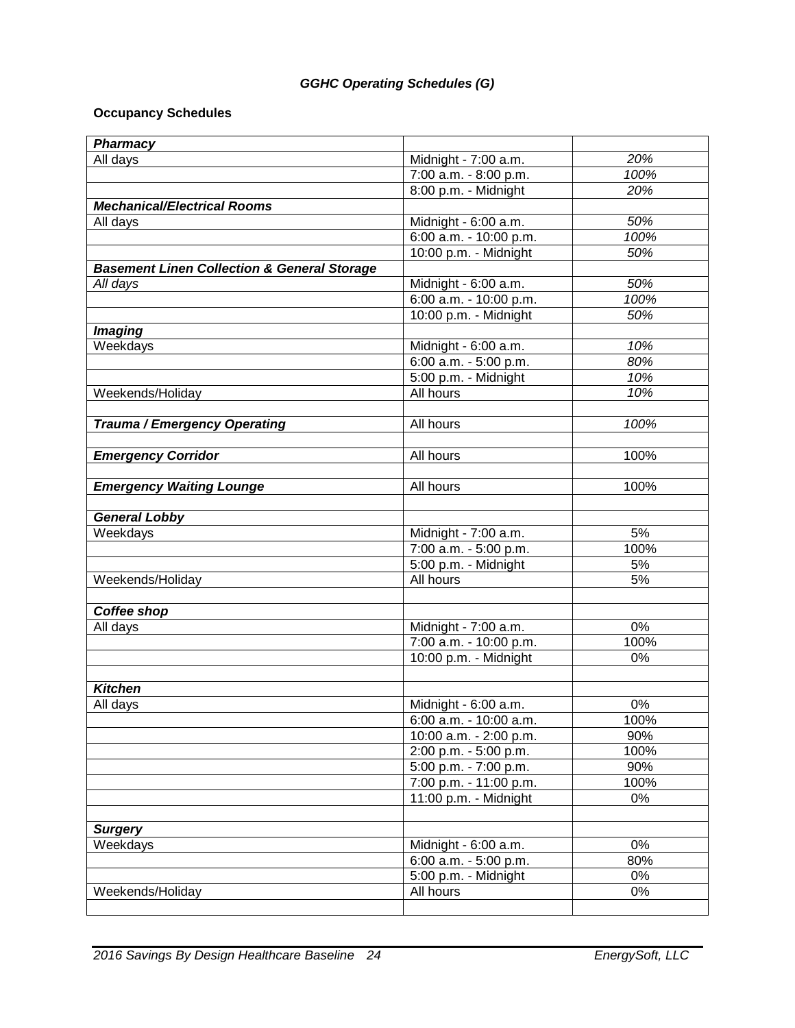### *GGHC Operating Schedules (G)*

**Occupancy Schedules**

| | | |
|---|---|---|
| ***Pharmacy*** | | |
| All days | Midnight - 7:00 a.m. | *20%* |
| | 7:00 a.m. - 8:00 p.m. | *100%* |
| | 8:00 p.m. - Midnight | *20%* |
| ***Mechanical/Electrical Rooms*** | | |
| All days | Midnight - 6:00 a.m. | *50%* |
| | 6:00 a.m. - 10:00 p.m. | *100%* |
| | 10:00 p.m. - Midnight | *50%* |
| ***Basement Linen Collection & General Storage*** | | |
| *All days* | Midnight - 6:00 a.m. | *50%* |
| | 6:00 a.m. - 10:00 p.m. | *100%* |
| | 10:00 p.m. - Midnight | *50%* |
| ***Imaging*** | | |
| Weekdays | Midnight - 6:00 a.m. | *10%* |
| | 6:00 a.m. - 5:00 p.m. | *80%* |
| | 5:00 p.m. - Midnight | *10%* |
| Weekends/Holiday | All hours | *10%* |
| | | |
| ***Trauma / Emergency Operating*** | All hours | *100%* |
| | | |
| ***Emergency Corridor*** | All hours | 100% |
| | | |
| ***Emergency Waiting Lounge*** | All hours | 100% |
| | | |
| ***General Lobby*** | | |
| Weekdays | Midnight - 7:00 a.m. | 5% |
| | 7:00 a.m. - 5:00 p.m. | 100% |
| | 5:00 p.m. - Midnight | 5% |
| Weekends/Holiday | All hours | 5% |
| | | |
| ***Coffee shop*** | | |
| All days | Midnight - 7:00 a.m. | 0% |
| | 7:00 a.m. - 10:00 p.m. | 100% |
| | 10:00 p.m. - Midnight | 0% |
| | | |
| ***Kitchen*** | | |
| All days | Midnight - 6:00 a.m. | 0% |
| | 6:00 a.m. - 10:00 a.m. | 100% |
| | 10:00 a.m. - 2:00 p.m. | 90% |
| | 2:00 p.m. - 5:00 p.m. | 100% |
| | 5:00 p.m. - 7:00 p.m. | 90% |
| | 7:00 p.m. - 11:00 p.m. | 100% |
| | 11:00 p.m. - Midnight | 0% |
| | | |
| ***Surgery*** | | |
| Weekdays | Midnight - 6:00 a.m. | 0% |
| | 6:00 a.m. - 5:00 p.m. | 80% |
| | 5:00 p.m. - Midnight | 0% |
| Weekends/Holiday | All hours | 0% |
| | | |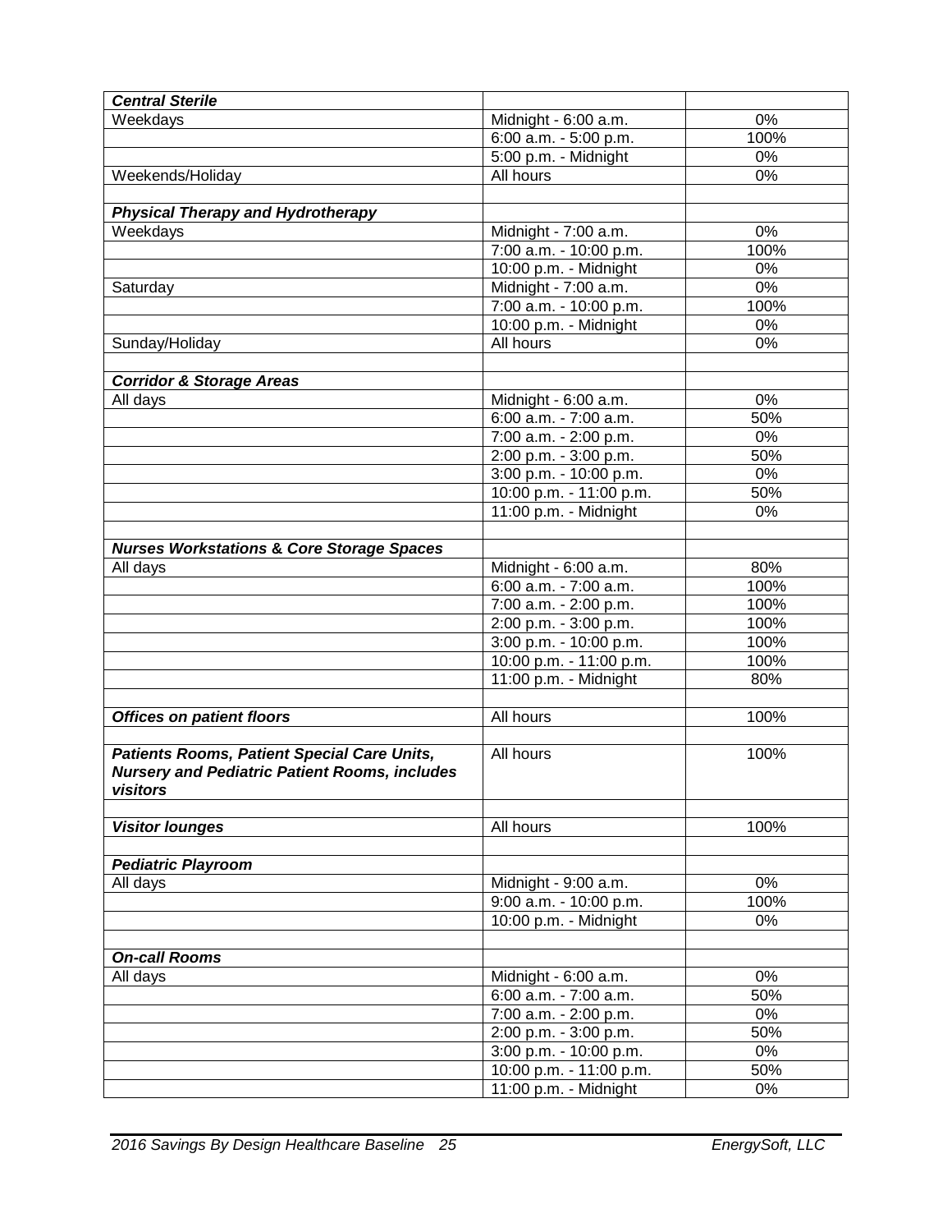| | | |
|---|---|---|
| ***Central Sterile*** | | |
| Weekdays | Midnight - 6:00 a.m. | 0% |
| | 6:00 a.m. - 5:00 p.m. | 100% |
| | 5:00 p.m. - Midnight | 0% |
| Weekends/Holiday | All hours | 0% |
| | | |
| ***Physical Therapy and Hydrotherapy*** | | |
| Weekdays | Midnight - 7:00 a.m. | 0% |
| | 7:00 a.m. - 10:00 p.m. | 100% |
| | 10:00 p.m. - Midnight | 0% |
| Saturday | Midnight - 7:00 a.m. | 0% |
| | 7:00 a.m. - 10:00 p.m. | 100% |
| | 10:00 p.m. - Midnight | 0% |
| Sunday/Holiday | All hours | 0% |
| | | |
| ***Corridor & Storage Areas*** | | |
| All days | Midnight - 6:00 a.m. | 0% |
| | 6:00 a.m. - 7:00 a.m. | 50% |
| | 7:00 a.m. - 2:00 p.m. | 0% |
| | 2:00 p.m. - 3:00 p.m. | 50% |
| | 3:00 p.m. - 10:00 p.m. | 0% |
| | 10:00 p.m. - 11:00 p.m. | 50% |
| | 11:00 p.m. - Midnight | 0% |
| | | |
| ***Nurses Workstations & Core Storage Spaces*** | | |
| All days | Midnight - 6:00 a.m. | 80% |
| | 6:00 a.m. - 7:00 a.m. | 100% |
| | 7:00 a.m. - 2:00 p.m. | 100% |
| | 2:00 p.m. - 3:00 p.m. | 100% |
| | 3:00 p.m. - 10:00 p.m. | 100% |
| | 10:00 p.m. - 11:00 p.m. | 100% |
| | 11:00 p.m. - Midnight | 80% |
| | | |
| ***Offices on patient floors*** | All hours | 100% |
| | | |
| ***Patients Rooms, Patient Special Care Units, Nursery and Pediatric Patient Rooms, includes visitors*** | All hours | 100% |
| | | |
| ***Visitor lounges*** | All hours | 100% |
| | | |
| ***Pediatric Playroom*** | | |
| All days | Midnight - 9:00 a.m. | 0% |
| | 9:00 a.m. - 10:00 p.m. | 100% |
| | 10:00 p.m. - Midnight | 0% |
| | | |
| ***On-call Rooms*** | | |
| All days | Midnight - 6:00 a.m. | 0% |
| | 6:00 a.m. - 7:00 a.m. | 50% |
| | 7:00 a.m. - 2:00 p.m. | 0% |
| | 2:00 p.m. - 3:00 p.m. | 50% |
| | 3:00 p.m. - 10:00 p.m. | 0% |
| | 10:00 p.m. - 11:00 p.m. | 50% |
| | 11:00 p.m. - Midnight | 0% |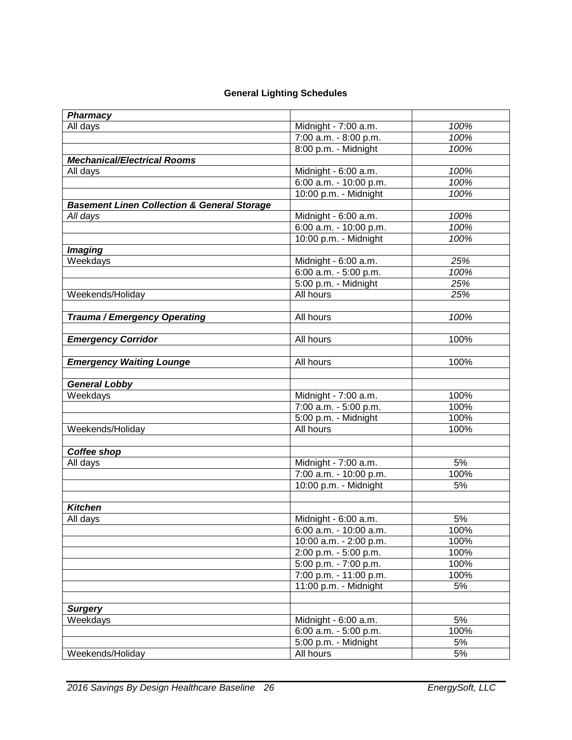**General Lighting Schedules**

| | | |
|---|---|---|
| ***Pharmacy*** | | |
| All days | Midnight - 7:00 a.m. | *100%* |
| | 7:00 a.m. - 8:00 p.m. | *100%* |
| | 8:00 p.m. - Midnight | *100%* |
| ***Mechanical/Electrical Rooms*** | | |
| All days | Midnight - 6:00 a.m. | *100%* |
| | 6:00 a.m. - 10:00 p.m. | *100%* |
| | 10:00 p.m. - Midnight | *100%* |
| ***Basement Linen Collection & General Storage*** | | |
| *All days* | Midnight - 6:00 a.m. | *100%* |
| | 6:00 a.m. - 10:00 p.m. | *100%* |
| | 10:00 p.m. - Midnight | *100%* |
| ***Imaging*** | | |
| Weekdays | Midnight - 6:00 a.m. | *25%* |
| | 6:00 a.m. - 5:00 p.m. | *100%* |
| | 5:00 p.m. - Midnight | *25%* |
| Weekends/Holiday | All hours | *25%* |
| | | |
| ***Trauma / Emergency Operating*** | All hours | *100%* |
| | | |
| ***Emergency Corridor*** | All hours | 100% |
| | | |
| ***Emergency Waiting Lounge*** | All hours | 100% |
| | | |
| ***General Lobby*** | | |
| Weekdays | Midnight - 7:00 a.m. | 100% |
| | 7:00 a.m. - 5:00 p.m. | 100% |
| | 5:00 p.m. - Midnight | 100% |
| Weekends/Holiday | All hours | 100% |
| | | |
| ***Coffee shop*** | | |
| All days | Midnight - 7:00 a.m. | 5% |
| | 7:00 a.m. - 10:00 p.m. | 100% |
| | 10:00 p.m. - Midnight | 5% |
| | | |
| ***Kitchen*** | | |
| All days | Midnight - 6:00 a.m. | 5% |
| | 6:00 a.m. - 10:00 a.m. | 100% |
| | 10:00 a.m. - 2:00 p.m. | 100% |
| | 2:00 p.m. - 5:00 p.m. | 100% |
| | 5:00 p.m. - 7:00 p.m. | 100% |
| | 7:00 p.m. - 11:00 p.m. | 100% |
| | 11:00 p.m. - Midnight | 5% |
| | | |
| ***Surgery*** | | |
| Weekdays | Midnight - 6:00 a.m. | 5% |
| | 6:00 a.m. - 5:00 p.m. | 100% |
| | 5:00 p.m. - Midnight | 5% |
| Weekends/Holiday | All hours | 5% |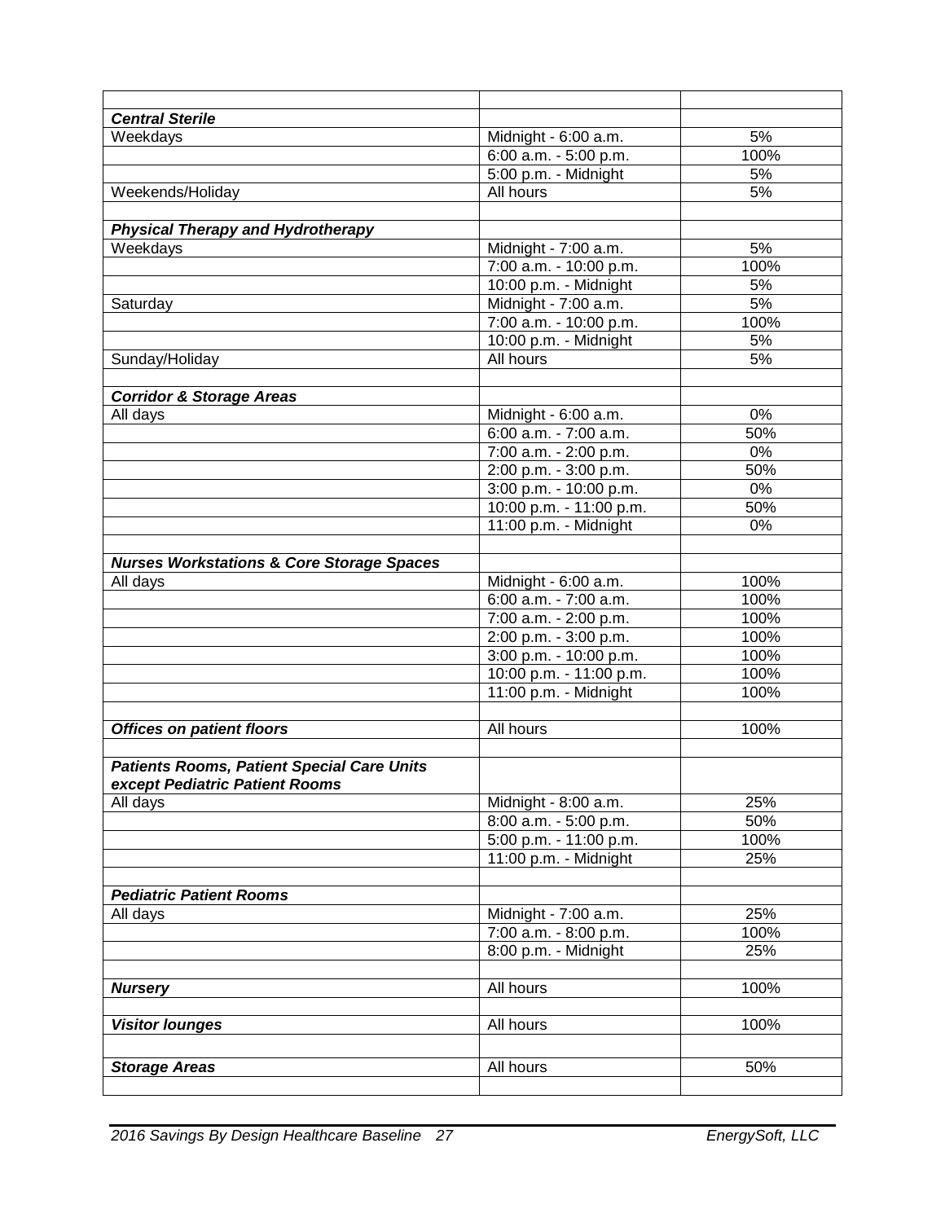| | | |
|---|---|---|
| ***Central Sterile*** | | |
| Weekdays | Midnight - 6:00 a.m. | 5% |
| | 6:00 a.m. - 5:00 p.m. | 100% |
| | 5:00 p.m. - Midnight | 5% |
| Weekends/Holiday | All hours | 5% |
| | | |
| ***Physical Therapy and Hydrotherapy*** | | |
| Weekdays | Midnight - 7:00 a.m. | 5% |
| | 7:00 a.m. - 10:00 p.m. | 100% |
| | 10:00 p.m. - Midnight | 5% |
| Saturday | Midnight - 7:00 a.m. | 5% |
| | 7:00 a.m. - 10:00 p.m. | 100% |
| | 10:00 p.m. - Midnight | 5% |
| Sunday/Holiday | All hours | 5% |
| | | |
| ***Corridor & Storage Areas*** | | |
| All days | Midnight - 6:00 a.m. | 0% |
| | 6:00 a.m. - 7:00 a.m. | 50% |
| | 7:00 a.m. - 2:00 p.m. | 0% |
| | 2:00 p.m. - 3:00 p.m. | 50% |
| | 3:00 p.m. - 10:00 p.m. | 0% |
| | 10:00 p.m. - 11:00 p.m. | 50% |
| | 11:00 p.m. - Midnight | 0% |
| | | |
| ***Nurses Workstations & Core Storage Spaces*** | | |
| All days | Midnight - 6:00 a.m. | 100% |
| | 6:00 a.m. - 7:00 a.m. | 100% |
| | 7:00 a.m. - 2:00 p.m. | 100% |
| | 2:00 p.m. - 3:00 p.m. | 100% |
| | 3:00 p.m. - 10:00 p.m. | 100% |
| | 10:00 p.m. - 11:00 p.m. | 100% |
| | 11:00 p.m. - Midnight | 100% |
| | | |
| ***Offices on patient floors*** | All hours | 100% |
| | | |
| ***Patients Rooms, Patient Special Care Units except Pediatric Patient Rooms*** | | |
| All days | Midnight - 8:00 a.m. | 25% |
| | 8:00 a.m. - 5:00 p.m. | 50% |
| | 5:00 p.m. - 11:00 p.m. | 100% |
| | 11:00 p.m. - Midnight | 25% |
| | | |
| ***Pediatric Patient Rooms*** | | |
| All days | Midnight - 7:00 a.m. | 25% |
| | 7:00 a.m. - 8:00 p.m. | 100% |
| | 8:00 p.m. - Midnight | 25% |
| | | |
| ***Nursery*** | All hours | 100% |
| | | |
| ***Visitor lounges*** | All hours | 100% |
| | | |
| ***Storage Areas*** | All hours | 50% |
| | | |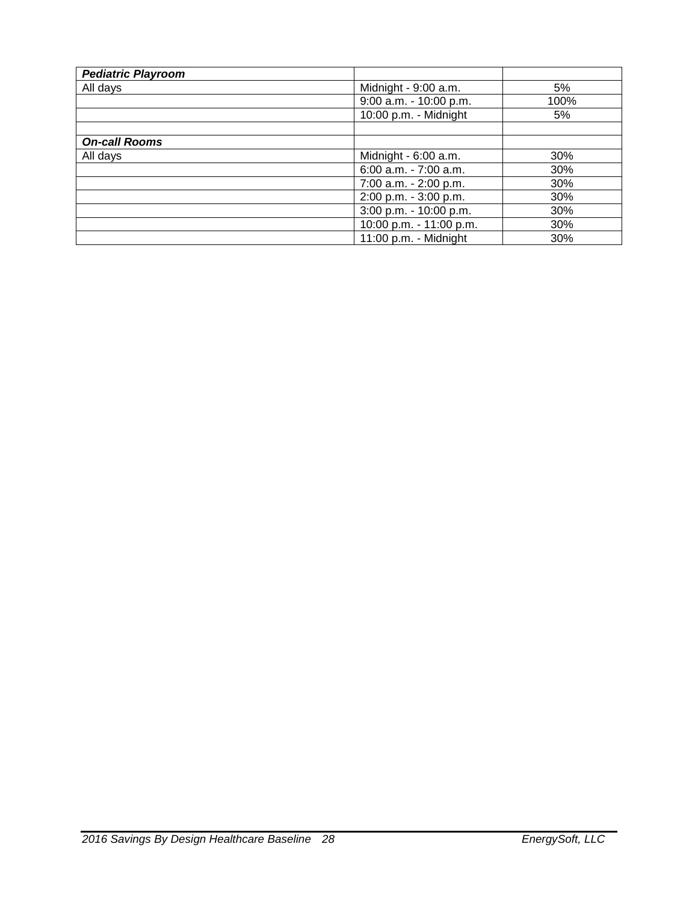| ***Pediatric Playroom*** | | |
|---|---|---|
| All days | Midnight - 9:00 a.m. | 5% |
| | 9:00 a.m. - 10:00 p.m. | 100% |
| | 10:00 p.m. - Midnight | 5% |
| | | |
| ***On-call Rooms*** | | |
| All days | Midnight - 6:00 a.m. | 30% |
| | 6:00 a.m. - 7:00 a.m. | 30% |
| | 7:00 a.m. - 2:00 p.m. | 30% |
| | 2:00 p.m. - 3:00 p.m. | 30% |
| | 3:00 p.m. - 10:00 p.m. | 30% |
| | 10:00 p.m. - 11:00 p.m. | 30% |
| | 11:00 p.m. - Midnight | 30% |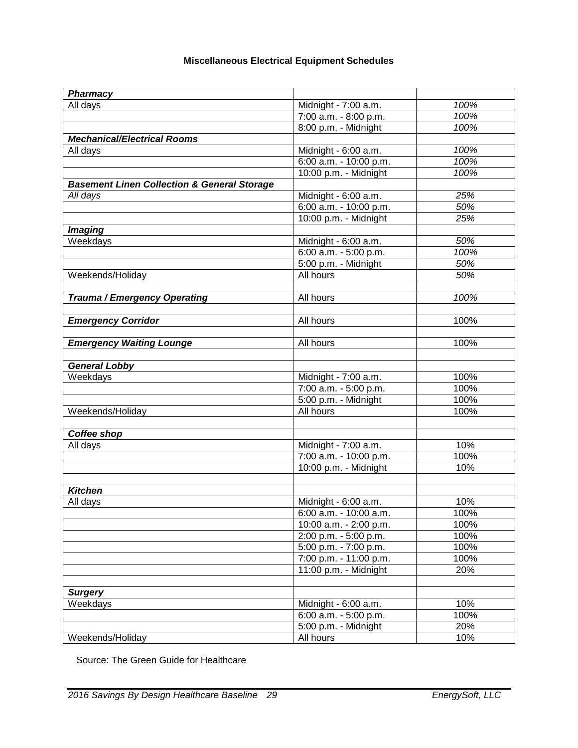**Miscellaneous Electrical Equipment Schedules**

| | | |
|---|---|---|
| ***Pharmacy*** | | |
| All days | Midnight - 7:00 a.m. | *100%* |
| | 7:00 a.m. - 8:00 p.m. | *100%* |
| | 8:00 p.m. - Midnight | *100%* |
| ***Mechanical/Electrical Rooms*** | | |
| All days | Midnight - 6:00 a.m. | *100%* |
| | 6:00 a.m. - 10:00 p.m. | *100%* |
| | 10:00 p.m. - Midnight | *100%* |
| ***Basement Linen Collection & General Storage*** | | |
| *All days* | Midnight - 6:00 a.m. | *25%* |
| | 6:00 a.m. - 10:00 p.m. | *50%* |
| | 10:00 p.m. - Midnight | *25%* |
| ***Imaging*** | | |
| Weekdays | Midnight - 6:00 a.m. | *50%* |
| | 6:00 a.m. - 5:00 p.m. | *100%* |
| | 5:00 p.m. - Midnight | *50%* |
| Weekends/Holiday | All hours | *50%* |
| | | |
| ***Trauma / Emergency Operating*** | All hours | *100%* |
| | | |
| ***Emergency Corridor*** | All hours | 100% |
| | | |
| ***Emergency Waiting Lounge*** | All hours | 100% |
| | | |
| ***General Lobby*** | | |
| Weekdays | Midnight - 7:00 a.m. | 100% |
| | 7:00 a.m. - 5:00 p.m. | 100% |
| | 5:00 p.m. - Midnight | 100% |
| Weekends/Holiday | All hours | 100% |
| | | |
| ***Coffee shop*** | | |
| All days | Midnight - 7:00 a.m. | 10% |
| | 7:00 a.m. - 10:00 p.m. | 100% |
| | 10:00 p.m. - Midnight | 10% |
| | | |
| ***Kitchen*** | | |
| All days | Midnight - 6:00 a.m. | 10% |
| | 6:00 a.m. - 10:00 a.m. | 100% |
| | 10:00 a.m. - 2:00 p.m. | 100% |
| | 2:00 p.m. - 5:00 p.m. | 100% |
| | 5:00 p.m. - 7:00 p.m. | 100% |
| | 7:00 p.m. - 11:00 p.m. | 100% |
| | 11:00 p.m. - Midnight | 20% |
| | | |
| ***Surgery*** | | |
| Weekdays | Midnight - 6:00 a.m. | 10% |
| | 6:00 a.m. - 5:00 p.m. | 100% |
| | 5:00 p.m. - Midnight | 20% |
| Weekends/Holiday | All hours | 10% |

Source: The Green Guide for Healthcare